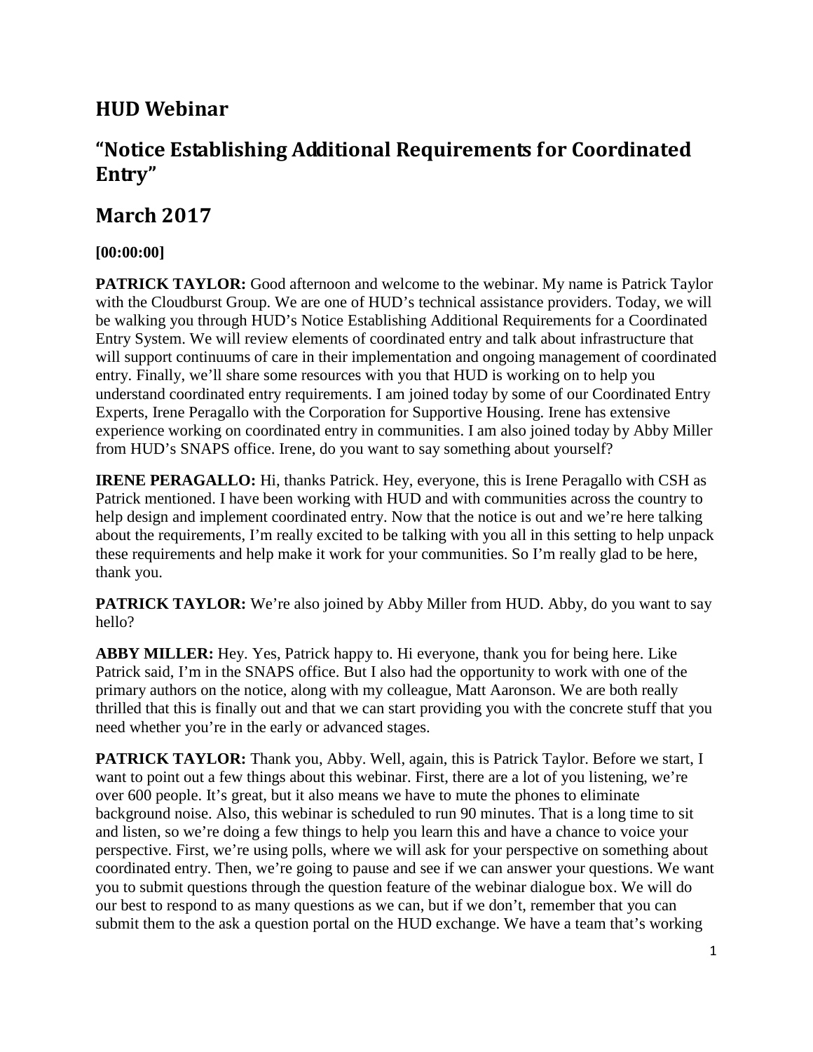## HUD Webinar

## "Notice Establishing Additional Requirements for Coordinated Entry"

## March 2017

**[00:00:00]**

**PATRICK TAYLOR:** Good afternoon and welcome to the webinar. My name is Patrick Taylor with the Cloudburst Group. We are one of HUD's technical assistance providers. Today, we will be walking you through HUD's Notice Establishing Additional Requirements for a Coordinated Entry System. We will review elements of coordinated entry and talk about infrastructure that will support continuums of care in their implementation and ongoing management of coordinated entry. Finally, we'll share some resources with you that HUD is working on to help you understand coordinated entry requirements. I am joined today by some of our Coordinated Entry Experts, Irene Peragallo with the Corporation for Supportive Housing. Irene has extensive experience working on coordinated entry in communities. I am also joined today by Abby Miller from HUD's SNAPS office. Irene, do you want to say something about yourself?

**IRENE PERAGALLO:** Hi, thanks Patrick. Hey, everyone, this is Irene Peragallo with CSH as Patrick mentioned. I have been working with HUD and with communities across the country to help design and implement coordinated entry. Now that the notice is out and we're here talking about the requirements, I'm really excited to be talking with you all in this setting to help unpack these requirements and help make it work for your communities. So I'm really glad to be here, thank you.

**PATRICK TAYLOR:** We're also joined by Abby Miller from HUD. Abby, do you want to say hello?

**ABBY MILLER:** Hey. Yes, Patrick happy to. Hi everyone, thank you for being here. Like Patrick said, I'm in the SNAPS office. But I also had the opportunity to work with one of the primary authors on the notice, along with my colleague, Matt Aaronson. We are both really thrilled that this is finally out and that we can start providing you with the concrete stuff that you need whether you're in the early or advanced stages.

**PATRICK TAYLOR:** Thank you, Abby. Well, again, this is Patrick Taylor. Before we start, I want to point out a few things about this webinar. First, there are a lot of you listening, we're over 600 people. It's great, but it also means we have to mute the phones to eliminate background noise. Also, this webinar is scheduled to run 90 minutes. That is a long time to sit and listen, so we're doing a few things to help you learn this and have a chance to voice your perspective. First, we're using polls, where we will ask for your perspective on something about coordinated entry. Then, we're going to pause and see if we can answer your questions. We want you to submit questions through the question feature of the webinar dialogue box. We will do our best to respond to as many questions as we can, but if we don't, remember that you can submit them to the ask a question portal on the HUD exchange. We have a team that's working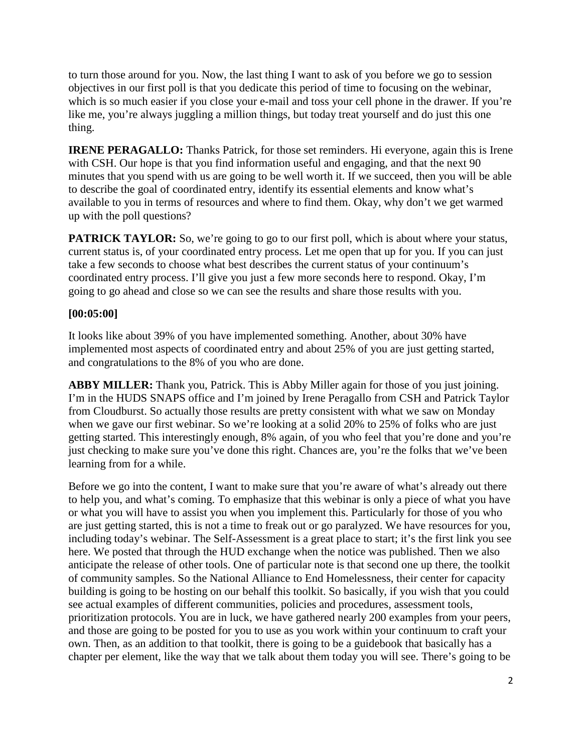to turn those around for you. Now, the last thing I want to ask of you before we go to session objectives in our first poll is that you dedicate this period of time to focusing on the webinar, which is so much easier if you close your e-mail and toss your cell phone in the drawer. If you're like me, you're always juggling a million things, but today treat yourself and do just this one thing.

**IRENE PERAGALLO:** Thanks Patrick, for those set reminders. Hi everyone, again this is Irene with CSH. Our hope is that you find information useful and engaging, and that the next 90 minutes that you spend with us are going to be well worth it. If we succeed, then you will be able to describe the goal of coordinated entry, identify its essential elements and know what's available to you in terms of resources and where to find them. Okay, why don't we get warmed up with the poll questions?

**PATRICK TAYLOR:** So, we're going to go to our first poll, which is about where your status, current status is, of your coordinated entry process. Let me open that up for you. If you can just take a few seconds to choose what best describes the current status of your continuum's coordinated entry process. I'll give you just a few more seconds here to respond. Okay, I'm going to go ahead and close so we can see the results and share those results with you.

**[00:05:00]**

It looks like about 39% of you have implemented something. Another, about 30% have implemented most aspects of coordinated entry and about 25% of you are just getting started, and congratulations to the 8% of you who are done.

**ABBY MILLER:** Thank you, Patrick. This is Abby Miller again for those of you just joining. I'm in the HUDS SNAPS office and I'm joined by Irene Peragallo from CSH and Patrick Taylor from Cloudburst. So actually those results are pretty consistent with what we saw on Monday when we gave our first webinar. So we're looking at a solid 20% to 25% of folks who are just getting started. This interestingly enough, 8% again, of you who feel that you're done and you're just checking to make sure you've done this right. Chances are, you're the folks that we've been learning from for a while.

Before we go into the content, I want to make sure that you're aware of what's already out there to help you, and what's coming. To emphasize that this webinar is only a piece of what you have or what you will have to assist you when you implement this. Particularly for those of you who are just getting started, this is not a time to freak out or go paralyzed. We have resources for you, including today's webinar. The Self-Assessment is a great place to start; it's the first link you see here. We posted that through the HUD exchange when the notice was published. Then we also anticipate the release of other tools. One of particular note is that second one up there, the toolkit of community samples. So the National Alliance to End Homelessness, their center for capacity building is going to be hosting on our behalf this toolkit. So basically, if you wish that you could see actual examples of different communities, policies and procedures, assessment tools, prioritization protocols. You are in luck, we have gathered nearly 200 examples from your peers, and those are going to be posted for you to use as you work within your continuum to craft your own. Then, as an addition to that toolkit, there is going to be a guidebook that basically has a chapter per element, like the way that we talk about them today you will see. There's going to be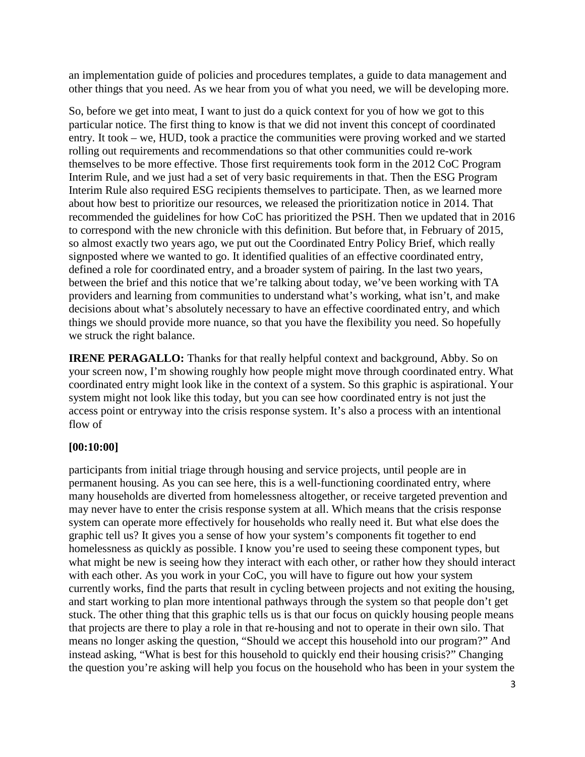an implementation guide of policies and procedures templates, a guide to data management and other things that you need. As we hear from you of what you need, we will be developing more.

So, before we get into meat, I want to just do a quick context for you of how we got to this particular notice. The first thing to know is that we did not invent this concept of coordinated entry. It took – we, HUD, took a practice the communities were proving worked and we started rolling out requirements and recommendations so that other communities could re-work themselves to be more effective. Those first requirements took form in the 2012 CoC Program Interim Rule, and we just had a set of very basic requirements in that. Then the ESG Program Interim Rule also required ESG recipients themselves to participate. Then, as we learned more about how best to prioritize our resources, we released the prioritization notice in 2014. That recommended the guidelines for how CoC has prioritized the PSH. Then we updated that in 2016 to correspond with the new chronicle with this definition. But before that, in February of 2015, so almost exactly two years ago, we put out the Coordinated Entry Policy Brief, which really signposted where we wanted to go. It identified qualities of an effective coordinated entry, defined a role for coordinated entry, and a broader system of pairing. In the last two years, between the brief and this notice that we're talking about today, we've been working with TA providers and learning from communities to understand what's working, what isn't, and make decisions about what's absolutely necessary to have an effective coordinated entry, and which things we should provide more nuance, so that you have the flexibility you need. So hopefully we struck the right balance.

**IRENE PERAGALLO:** Thanks for that really helpful context and background, Abby. So on your screen now, I'm showing roughly how people might move through coordinated entry. What coordinated entry might look like in the context of a system. So this graphic is aspirational. Your system might not look like this today, but you can see how coordinated entry is not just the access point or entryway into the crisis response system. It's also a process with an intentional flow of

**[00:10:00]**

participants from initial triage through housing and service projects, until people are in permanent housing. As you can see here, this is a well-functioning coordinated entry, where many households are diverted from homelessness altogether, or receive targeted prevention and may never have to enter the crisis response system at all. Which means that the crisis response system can operate more effectively for households who really need it. But what else does the graphic tell us? It gives you a sense of how your system's components fit together to end homelessness as quickly as possible. I know you're used to seeing these component types, but what might be new is seeing how they interact with each other, or rather how they should interact with each other. As you work in your CoC, you will have to figure out how your system currently works, find the parts that result in cycling between projects and not exiting the housing, and start working to plan more intentional pathways through the system so that people don't get stuck. The other thing that this graphic tells us is that our focus on quickly housing people means that projects are there to play a role in that re-housing and not to operate in their own silo. That means no longer asking the question, "Should we accept this household into our program?" And instead asking, "What is best for this household to quickly end their housing crisis?" Changing the question you're asking will help you focus on the household who has been in your system the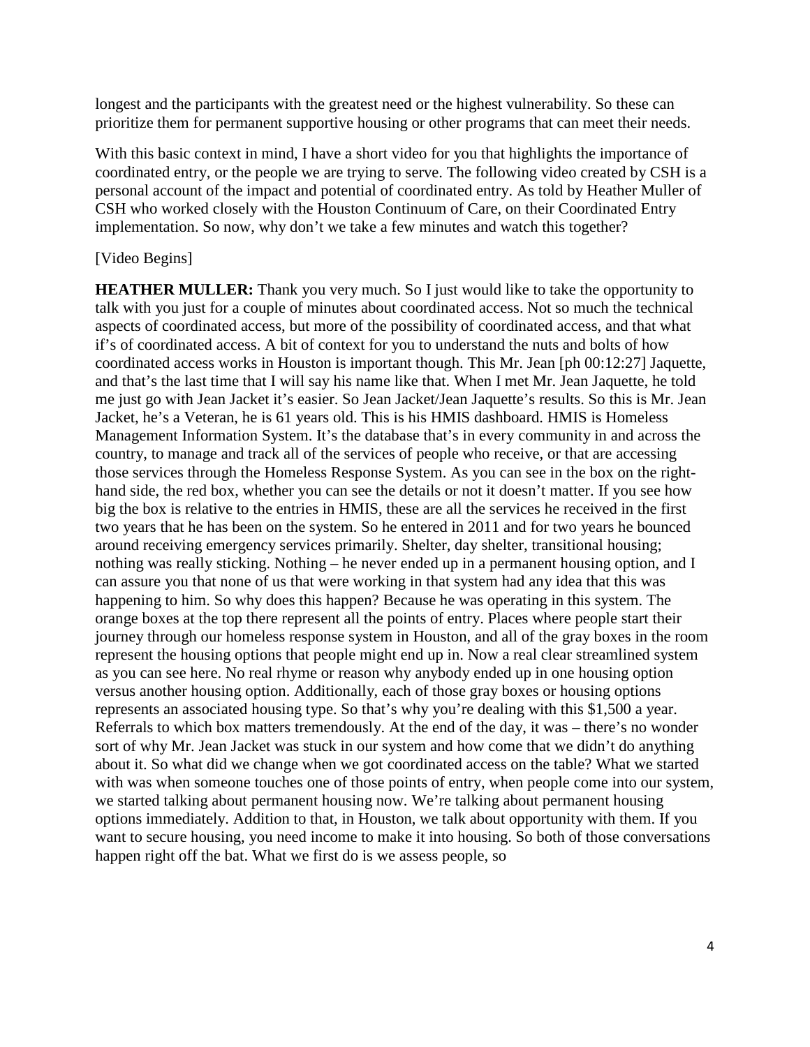longest and the participants with the greatest need or the highest vulnerability. So these can prioritize them for permanent supportive housing or other programs that can meet their needs.

With this basic context in mind, I have a short video for you that highlights the importance of coordinated entry, or the people we are trying to serve. The following video created by CSH is a personal account of the impact and potential of coordinated entry. As told by Heather Muller of CSH who worked closely with the Houston Continuum of Care, on their Coordinated Entry implementation. So now, why don't we take a few minutes and watch this together?

[Video Begins]

**HEATHER MULLER:** Thank you very much. So I just would like to take the opportunity to talk with you just for a couple of minutes about coordinated access. Not so much the technical aspects of coordinated access, but more of the possibility of coordinated access, and that what if's of coordinated access. A bit of context for you to understand the nuts and bolts of how coordinated access works in Houston is important though. This Mr. Jean [ph 00:12:27] Jaquette, and that's the last time that I will say his name like that. When I met Mr. Jean Jaquette, he told me just go with Jean Jacket it's easier. So Jean Jacket/Jean Jaquette's results. So this is Mr. Jean Jacket, he's a Veteran, he is 61 years old. This is his HMIS dashboard. HMIS is Homeless Management Information System. It's the database that's in every community in and across the country, to manage and track all of the services of people who receive, or that are accessing those services through the Homeless Response System. As you can see in the box on the right-hand side, the red box, whether you can see the details or not it doesn't matter. If you see how big the box is relative to the entries in HMIS, these are all the services he received in the first two years that he has been on the system. So he entered in 2011 and for two years he bounced around receiving emergency services primarily. Shelter, day shelter, transitional housing; nothing was really sticking. Nothing – he never ended up in a permanent housing option, and I can assure you that none of us that were working in that system had any idea that this was happening to him. So why does this happen? Because he was operating in this system. The orange boxes at the top there represent all the points of entry. Places where people start their journey through our homeless response system in Houston, and all of the gray boxes in the room represent the housing options that people might end up in. Now a real clear streamlined system as you can see here. No real rhyme or reason why anybody ended up in one housing option versus another housing option. Additionally, each of those gray boxes or housing options represents an associated housing type. So that's why you're dealing with this $1,500 a year. Referrals to which box matters tremendously. At the end of the day, it was – there's no wonder sort of why Mr. Jean Jacket was stuck in our system and how come that we didn't do anything about it. So what did we change when we got coordinated access on the table? What we started with was when someone touches one of those points of entry, when people come into our system, we started talking about permanent housing now. We're talking about permanent housing options immediately. Addition to that, in Houston, we talk about opportunity with them. If you want to secure housing, you need income to make it into housing. So both of those conversations happen right off the bat. What we first do is we assess people, so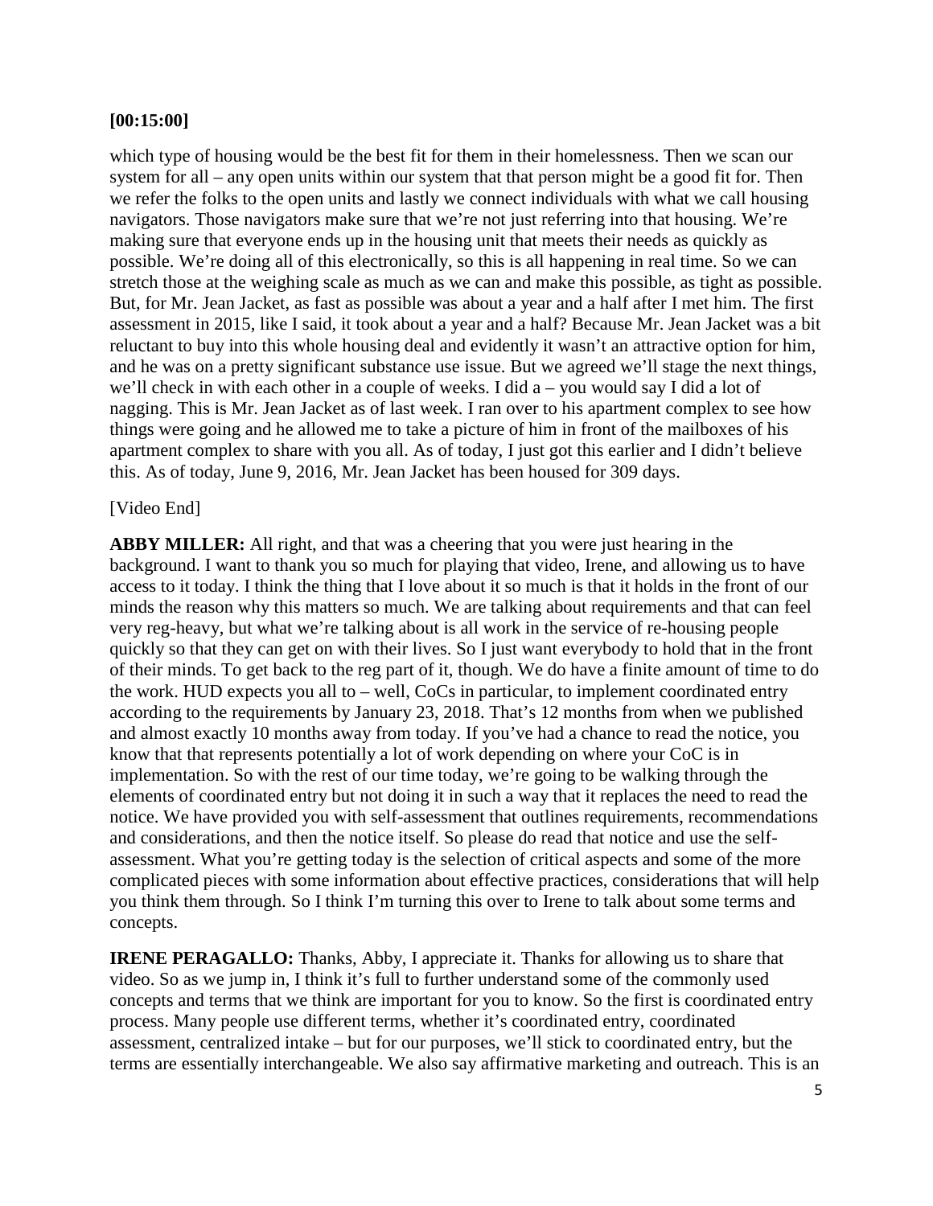**[00:15:00]**

which type of housing would be the best fit for them in their homelessness. Then we scan our system for all – any open units within our system that that person might be a good fit for. Then we refer the folks to the open units and lastly we connect individuals with what we call housing navigators. Those navigators make sure that we're not just referring into that housing. We're making sure that everyone ends up in the housing unit that meets their needs as quickly as possible. We're doing all of this electronically, so this is all happening in real time. So we can stretch those at the weighing scale as much as we can and make this possible, as tight as possible. But, for Mr. Jean Jacket, as fast as possible was about a year and a half after I met him. The first assessment in 2015, like I said, it took about a year and a half? Because Mr. Jean Jacket was a bit reluctant to buy into this whole housing deal and evidently it wasn't an attractive option for him, and he was on a pretty significant substance use issue. But we agreed we'll stage the next things, we'll check in with each other in a couple of weeks. I did a – you would say I did a lot of nagging. This is Mr. Jean Jacket as of last week. I ran over to his apartment complex to see how things were going and he allowed me to take a picture of him in front of the mailboxes of his apartment complex to share with you all. As of today, I just got this earlier and I didn't believe this. As of today, June 9, 2016, Mr. Jean Jacket has been housed for 309 days.

[Video End]

**ABBY MILLER:** All right, and that was a cheering that you were just hearing in the background. I want to thank you so much for playing that video, Irene, and allowing us to have access to it today. I think the thing that I love about it so much is that it holds in the front of our minds the reason why this matters so much. We are talking about requirements and that can feel very reg-heavy, but what we're talking about is all work in the service of re-housing people quickly so that they can get on with their lives. So I just want everybody to hold that in the front of their minds. To get back to the reg part of it, though. We do have a finite amount of time to do the work. HUD expects you all to – well, CoCs in particular, to implement coordinated entry according to the requirements by January 23, 2018. That's 12 months from when we published and almost exactly 10 months away from today. If you've had a chance to read the notice, you know that that represents potentially a lot of work depending on where your CoC is in implementation. So with the rest of our time today, we're going to be walking through the elements of coordinated entry but not doing it in such a way that it replaces the need to read the notice. We have provided you with self-assessment that outlines requirements, recommendations and considerations, and then the notice itself. So please do read that notice and use the self-assessment. What you're getting today is the selection of critical aspects and some of the more complicated pieces with some information about effective practices, considerations that will help you think them through. So I think I'm turning this over to Irene to talk about some terms and concepts.

**IRENE PERAGALLO:** Thanks, Abby, I appreciate it. Thanks for allowing us to share that video. So as we jump in, I think it's full to further understand some of the commonly used concepts and terms that we think are important for you to know. So the first is coordinated entry process. Many people use different terms, whether it's coordinated entry, coordinated assessment, centralized intake – but for our purposes, we'll stick to coordinated entry, but the terms are essentially interchangeable. We also say affirmative marketing and outreach. This is an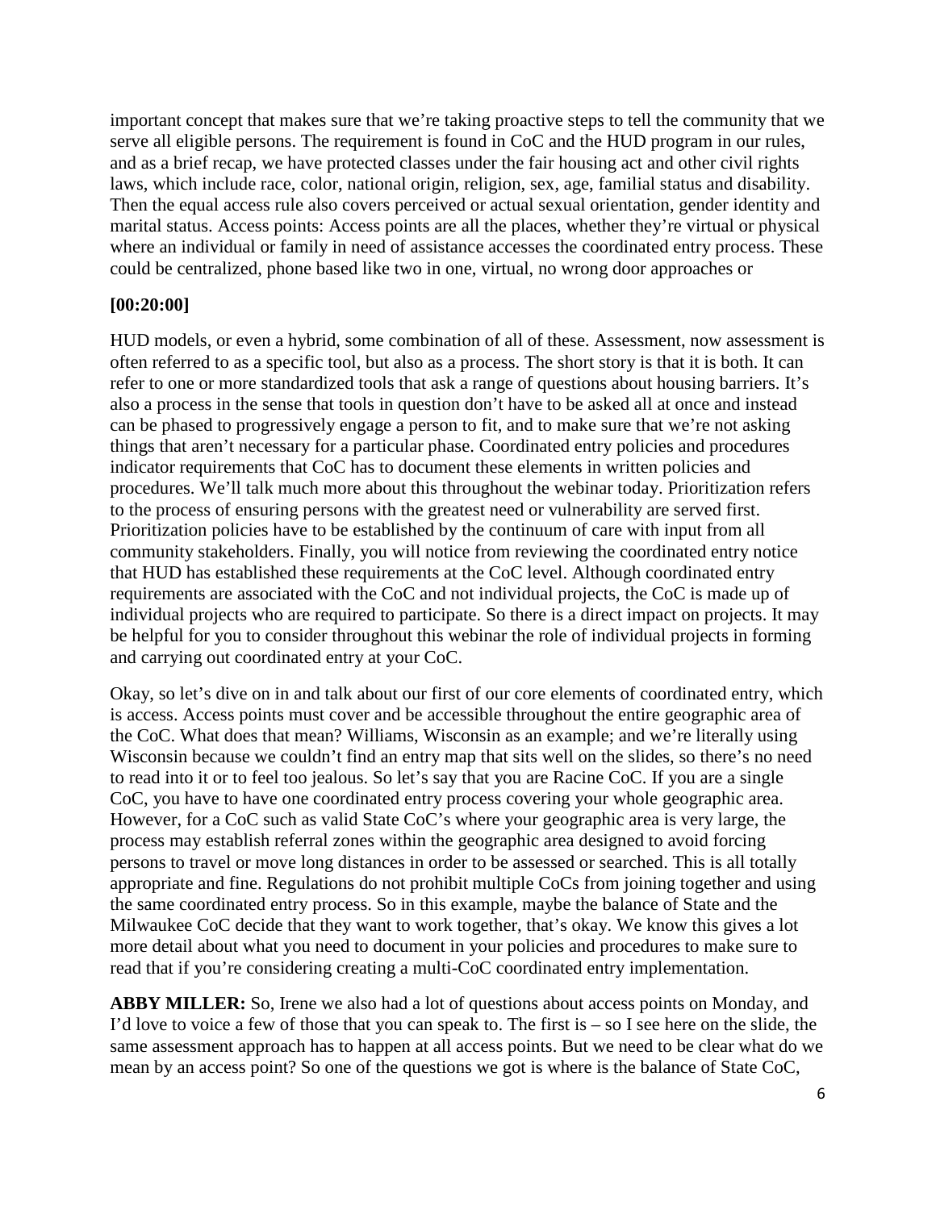important concept that makes sure that we're taking proactive steps to tell the community that we serve all eligible persons. The requirement is found in CoC and the HUD program in our rules, and as a brief recap, we have protected classes under the fair housing act and other civil rights laws, which include race, color, national origin, religion, sex, age, familial status and disability. Then the equal access rule also covers perceived or actual sexual orientation, gender identity and marital status. Access points: Access points are all the places, whether they're virtual or physical where an individual or family in need of assistance accesses the coordinated entry process. These could be centralized, phone based like two in one, virtual, no wrong door approaches or

**[00:20:00]**

HUD models, or even a hybrid, some combination of all of these. Assessment, now assessment is often referred to as a specific tool, but also as a process. The short story is that it is both. It can refer to one or more standardized tools that ask a range of questions about housing barriers. It's also a process in the sense that tools in question don't have to be asked all at once and instead can be phased to progressively engage a person to fit, and to make sure that we're not asking things that aren't necessary for a particular phase. Coordinated entry policies and procedures indicator requirements that CoC has to document these elements in written policies and procedures. We'll talk much more about this throughout the webinar today. Prioritization refers to the process of ensuring persons with the greatest need or vulnerability are served first. Prioritization policies have to be established by the continuum of care with input from all community stakeholders. Finally, you will notice from reviewing the coordinated entry notice that HUD has established these requirements at the CoC level. Although coordinated entry requirements are associated with the CoC and not individual projects, the CoC is made up of individual projects who are required to participate. So there is a direct impact on projects. It may be helpful for you to consider throughout this webinar the role of individual projects in forming and carrying out coordinated entry at your CoC.

Okay, so let's dive on in and talk about our first of our core elements of coordinated entry, which is access. Access points must cover and be accessible throughout the entire geographic area of the CoC. What does that mean? Williams, Wisconsin as an example; and we're literally using Wisconsin because we couldn't find an entry map that sits well on the slides, so there's no need to read into it or to feel too jealous. So let's say that you are Racine CoC. If you are a single CoC, you have to have one coordinated entry process covering your whole geographic area. However, for a CoC such as valid State CoC's where your geographic area is very large, the process may establish referral zones within the geographic area designed to avoid forcing persons to travel or move long distances in order to be assessed or searched. This is all totally appropriate and fine. Regulations do not prohibit multiple CoCs from joining together and using the same coordinated entry process. So in this example, maybe the balance of State and the Milwaukee CoC decide that they want to work together, that's okay. We know this gives a lot more detail about what you need to document in your policies and procedures to make sure to read that if you're considering creating a multi-CoC coordinated entry implementation.

**ABBY MILLER:** So, Irene we also had a lot of questions about access points on Monday, and I'd love to voice a few of those that you can speak to. The first is – so I see here on the slide, the same assessment approach has to happen at all access points. But we need to be clear what do we mean by an access point? So one of the questions we got is where is the balance of State CoC,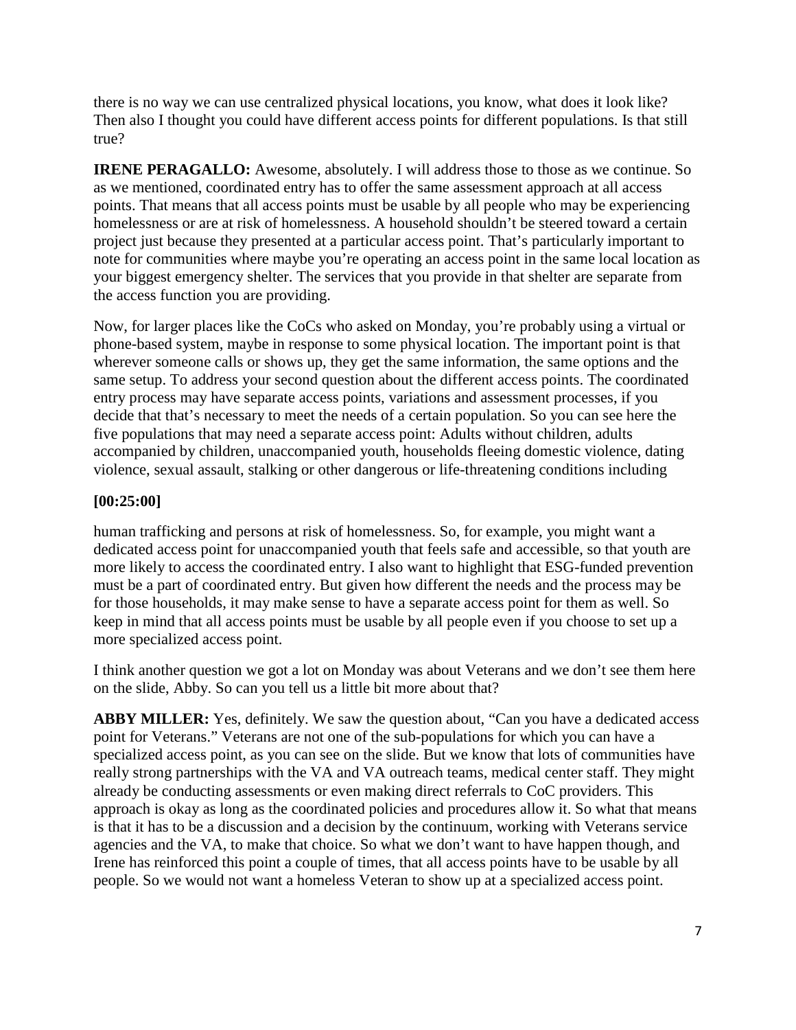there is no way we can use centralized physical locations, you know, what does it look like? Then also I thought you could have different access points for different populations. Is that still true?

**IRENE PERAGALLO:** Awesome, absolutely. I will address those to those as we continue. So as we mentioned, coordinated entry has to offer the same assessment approach at all access points. That means that all access points must be usable by all people who may be experiencing homelessness or are at risk of homelessness. A household shouldn't be steered toward a certain project just because they presented at a particular access point. That's particularly important to note for communities where maybe you're operating an access point in the same local location as your biggest emergency shelter. The services that you provide in that shelter are separate from the access function you are providing.

Now, for larger places like the CoCs who asked on Monday, you're probably using a virtual or phone-based system, maybe in response to some physical location. The important point is that wherever someone calls or shows up, they get the same information, the same options and the same setup. To address your second question about the different access points. The coordinated entry process may have separate access points, variations and assessment processes, if you decide that that's necessary to meet the needs of a certain population. So you can see here the five populations that may need a separate access point: Adults without children, adults accompanied by children, unaccompanied youth, households fleeing domestic violence, dating violence, sexual assault, stalking or other dangerous or life-threatening conditions including

**[00:25:00]**

human trafficking and persons at risk of homelessness. So, for example, you might want a dedicated access point for unaccompanied youth that feels safe and accessible, so that youth are more likely to access the coordinated entry. I also want to highlight that ESG-funded prevention must be a part of coordinated entry. But given how different the needs and the process may be for those households, it may make sense to have a separate access point for them as well. So keep in mind that all access points must be usable by all people even if you choose to set up a more specialized access point.

I think another question we got a lot on Monday was about Veterans and we don't see them here on the slide, Abby. So can you tell us a little bit more about that?

**ABBY MILLER:** Yes, definitely. We saw the question about, "Can you have a dedicated access point for Veterans." Veterans are not one of the sub-populations for which you can have a specialized access point, as you can see on the slide. But we know that lots of communities have really strong partnerships with the VA and VA outreach teams, medical center staff. They might already be conducting assessments or even making direct referrals to CoC providers. This approach is okay as long as the coordinated policies and procedures allow it. So what that means is that it has to be a discussion and a decision by the continuum, working with Veterans service agencies and the VA, to make that choice. So what we don't want to have happen though, and Irene has reinforced this point a couple of times, that all access points have to be usable by all people. So we would not want a homeless Veteran to show up at a specialized access point.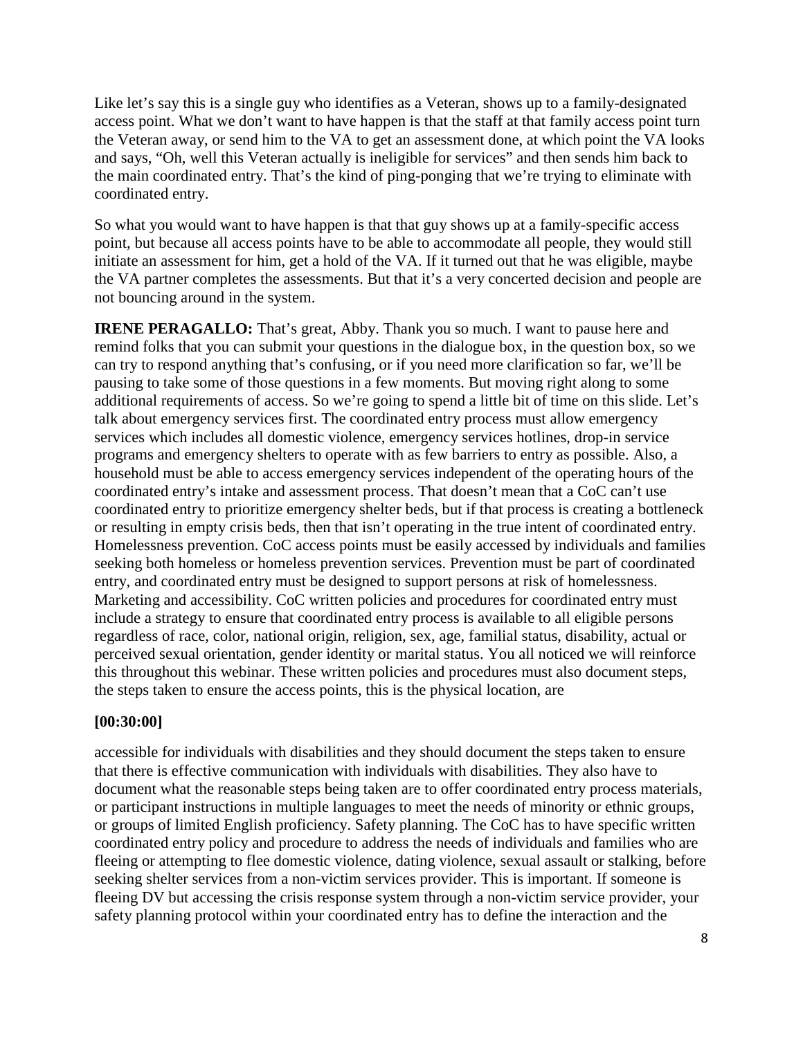Like let's say this is a single guy who identifies as a Veteran, shows up to a family-designated access point. What we don't want to have happen is that the staff at that family access point turn the Veteran away, or send him to the VA to get an assessment done, at which point the VA looks and says, "Oh, well this Veteran actually is ineligible for services" and then sends him back to the main coordinated entry. That's the kind of ping-ponging that we're trying to eliminate with coordinated entry.

So what you would want to have happen is that that guy shows up at a family-specific access point, but because all access points have to be able to accommodate all people, they would still initiate an assessment for him, get a hold of the VA. If it turned out that he was eligible, maybe the VA partner completes the assessments. But that it's a very concerted decision and people are not bouncing around in the system.

**IRENE PERAGALLO:** That's great, Abby. Thank you so much. I want to pause here and remind folks that you can submit your questions in the dialogue box, in the question box, so we can try to respond anything that's confusing, or if you need more clarification so far, we'll be pausing to take some of those questions in a few moments. But moving right along to some additional requirements of access. So we're going to spend a little bit of time on this slide. Let's talk about emergency services first. The coordinated entry process must allow emergency services which includes all domestic violence, emergency services hotlines, drop-in service programs and emergency shelters to operate with as few barriers to entry as possible. Also, a household must be able to access emergency services independent of the operating hours of the coordinated entry's intake and assessment process. That doesn't mean that a CoC can't use coordinated entry to prioritize emergency shelter beds, but if that process is creating a bottleneck or resulting in empty crisis beds, then that isn't operating in the true intent of coordinated entry. Homelessness prevention. CoC access points must be easily accessed by individuals and families seeking both homeless or homeless prevention services. Prevention must be part of coordinated entry, and coordinated entry must be designed to support persons at risk of homelessness. Marketing and accessibility. CoC written policies and procedures for coordinated entry must include a strategy to ensure that coordinated entry process is available to all eligible persons regardless of race, color, national origin, religion, sex, age, familial status, disability, actual or perceived sexual orientation, gender identity or marital status. You all noticed we will reinforce this throughout this webinar. These written policies and procedures must also document steps, the steps taken to ensure the access points, this is the physical location, are

**[00:30:00]**

accessible for individuals with disabilities and they should document the steps taken to ensure that there is effective communication with individuals with disabilities. They also have to document what the reasonable steps being taken are to offer coordinated entry process materials, or participant instructions in multiple languages to meet the needs of minority or ethnic groups, or groups of limited English proficiency. Safety planning. The CoC has to have specific written coordinated entry policy and procedure to address the needs of individuals and families who are fleeing or attempting to flee domestic violence, dating violence, sexual assault or stalking, before seeking shelter services from a non-victim services provider. This is important. If someone is fleeing DV but accessing the crisis response system through a non-victim service provider, your safety planning protocol within your coordinated entry has to define the interaction and the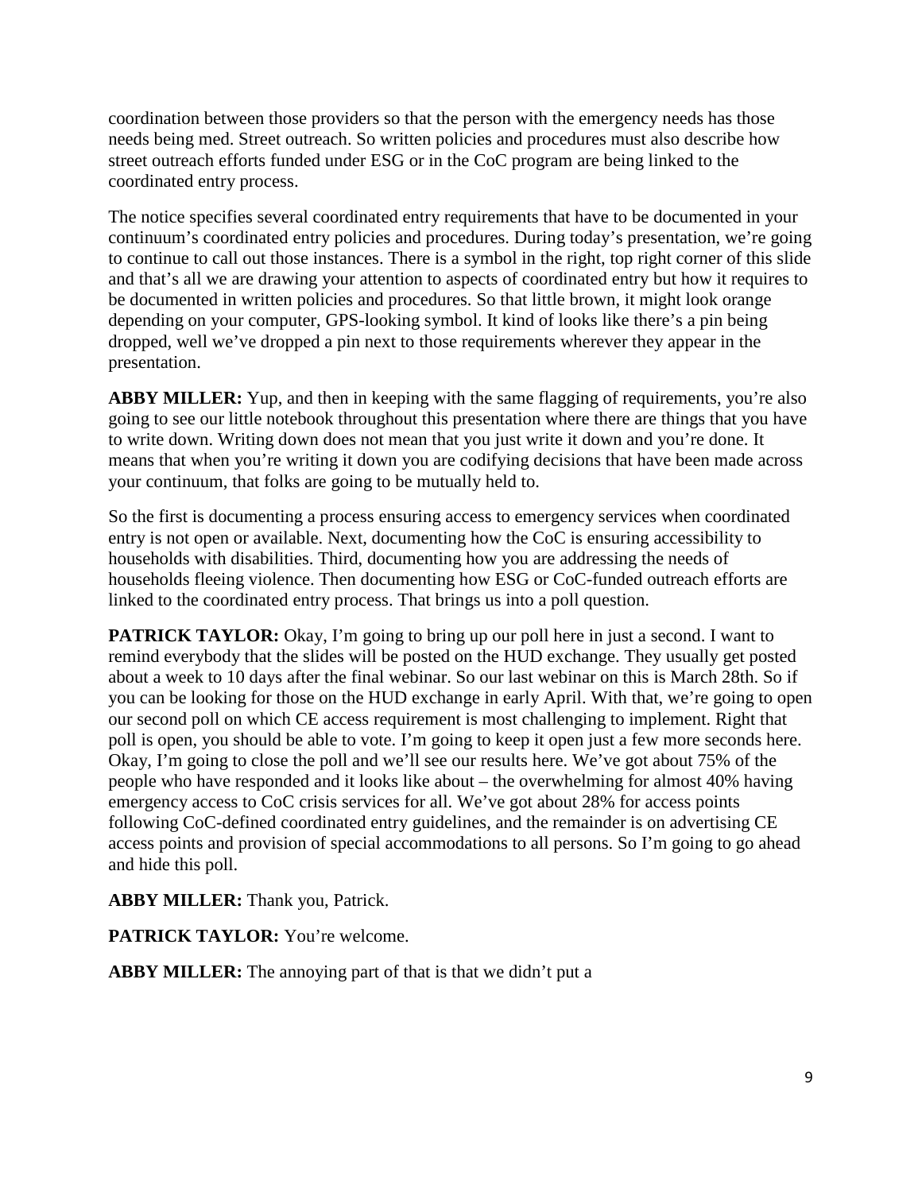coordination between those providers so that the person with the emergency needs has those needs being med. Street outreach. So written policies and procedures must also describe how street outreach efforts funded under ESG or in the CoC program are being linked to the coordinated entry process.

The notice specifies several coordinated entry requirements that have to be documented in your continuum's coordinated entry policies and procedures. During today's presentation, we're going to continue to call out those instances. There is a symbol in the right, top right corner of this slide and that's all we are drawing your attention to aspects of coordinated entry but how it requires to be documented in written policies and procedures. So that little brown, it might look orange depending on your computer, GPS-looking symbol. It kind of looks like there's a pin being dropped, well we've dropped a pin next to those requirements wherever they appear in the presentation.

**ABBY MILLER:** Yup, and then in keeping with the same flagging of requirements, you're also going to see our little notebook throughout this presentation where there are things that you have to write down. Writing down does not mean that you just write it down and you're done. It means that when you're writing it down you are codifying decisions that have been made across your continuum, that folks are going to be mutually held to.

So the first is documenting a process ensuring access to emergency services when coordinated entry is not open or available. Next, documenting how the CoC is ensuring accessibility to households with disabilities. Third, documenting how you are addressing the needs of households fleeing violence. Then documenting how ESG or CoC-funded outreach efforts are linked to the coordinated entry process. That brings us into a poll question.

**PATRICK TAYLOR:** Okay, I'm going to bring up our poll here in just a second. I want to remind everybody that the slides will be posted on the HUD exchange. They usually get posted about a week to 10 days after the final webinar. So our last webinar on this is March 28th. So if you can be looking for those on the HUD exchange in early April. With that, we're going to open our second poll on which CE access requirement is most challenging to implement. Right that poll is open, you should be able to vote. I'm going to keep it open just a few more seconds here. Okay, I'm going to close the poll and we'll see our results here. We've got about 75% of the people who have responded and it looks like about – the overwhelming for almost 40% having emergency access to CoC crisis services for all. We've got about 28% for access points following CoC-defined coordinated entry guidelines, and the remainder is on advertising CE access points and provision of special accommodations to all persons. So I'm going to go ahead and hide this poll.

**ABBY MILLER:** Thank you, Patrick.

**PATRICK TAYLOR:** You're welcome.

**ABBY MILLER:** The annoying part of that is that we didn't put a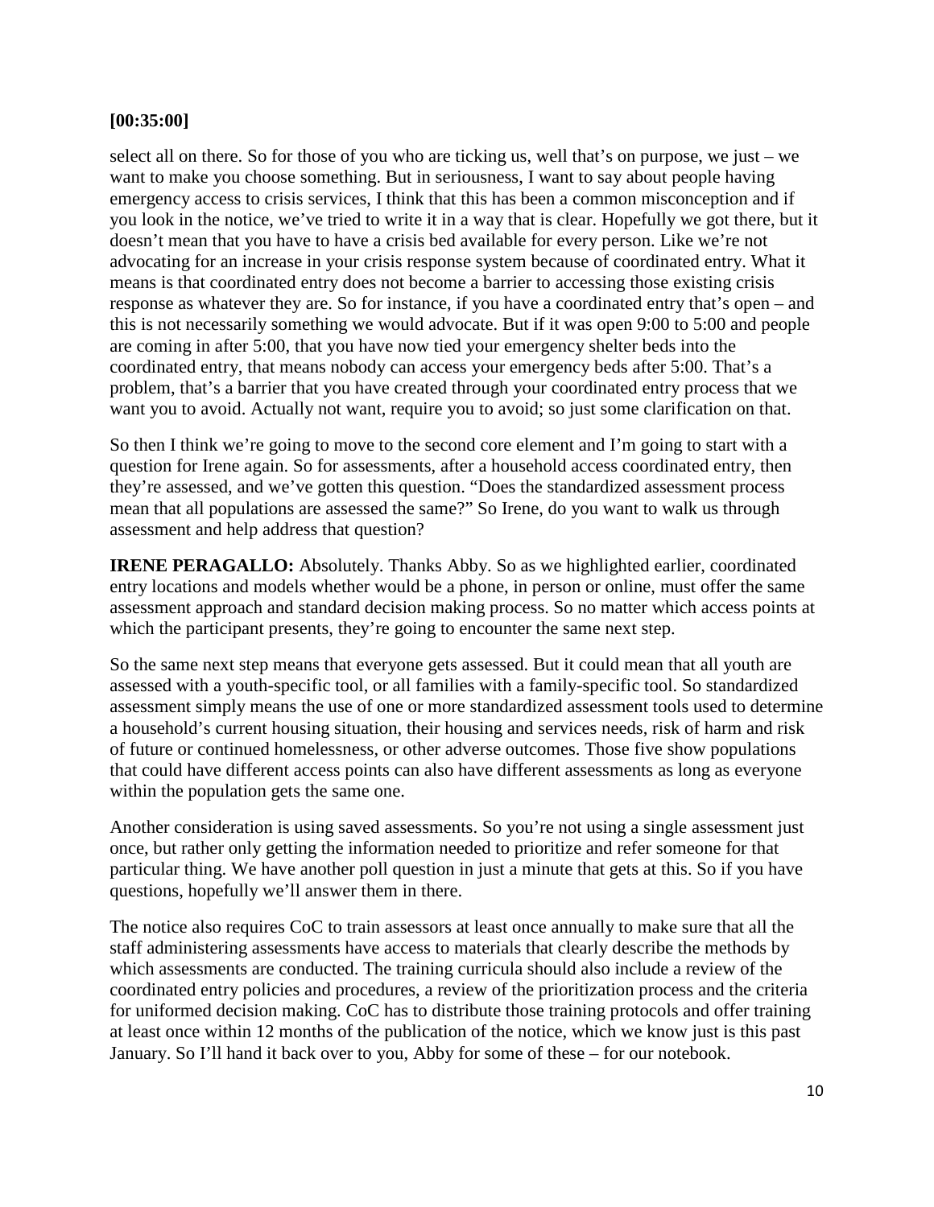**[00:35:00]**

select all on there. So for those of you who are ticking us, well that's on purpose, we just – we want to make you choose something. But in seriousness, I want to say about people having emergency access to crisis services, I think that this has been a common misconception and if you look in the notice, we've tried to write it in a way that is clear. Hopefully we got there, but it doesn't mean that you have to have a crisis bed available for every person. Like we're not advocating for an increase in your crisis response system because of coordinated entry. What it means is that coordinated entry does not become a barrier to accessing those existing crisis response as whatever they are. So for instance, if you have a coordinated entry that's open – and this is not necessarily something we would advocate. But if it was open 9:00 to 5:00 and people are coming in after 5:00, that you have now tied your emergency shelter beds into the coordinated entry, that means nobody can access your emergency beds after 5:00. That's a problem, that's a barrier that you have created through your coordinated entry process that we want you to avoid. Actually not want, require you to avoid; so just some clarification on that.

So then I think we're going to move to the second core element and I'm going to start with a question for Irene again. So for assessments, after a household access coordinated entry, then they're assessed, and we've gotten this question. "Does the standardized assessment process mean that all populations are assessed the same?" So Irene, do you want to walk us through assessment and help address that question?

**IRENE PERAGALLO:** Absolutely. Thanks Abby. So as we highlighted earlier, coordinated entry locations and models whether would be a phone, in person or online, must offer the same assessment approach and standard decision making process. So no matter which access points at which the participant presents, they're going to encounter the same next step.

So the same next step means that everyone gets assessed. But it could mean that all youth are assessed with a youth-specific tool, or all families with a family-specific tool. So standardized assessment simply means the use of one or more standardized assessment tools used to determine a household's current housing situation, their housing and services needs, risk of harm and risk of future or continued homelessness, or other adverse outcomes. Those five show populations that could have different access points can also have different assessments as long as everyone within the population gets the same one.

Another consideration is using saved assessments. So you're not using a single assessment just once, but rather only getting the information needed to prioritize and refer someone for that particular thing. We have another poll question in just a minute that gets at this. So if you have questions, hopefully we'll answer them in there.

The notice also requires CoC to train assessors at least once annually to make sure that all the staff administering assessments have access to materials that clearly describe the methods by which assessments are conducted. The training curricula should also include a review of the coordinated entry policies and procedures, a review of the prioritization process and the criteria for uniformed decision making. CoC has to distribute those training protocols and offer training at least once within 12 months of the publication of the notice, which we know just is this past January. So I'll hand it back over to you, Abby for some of these – for our notebook.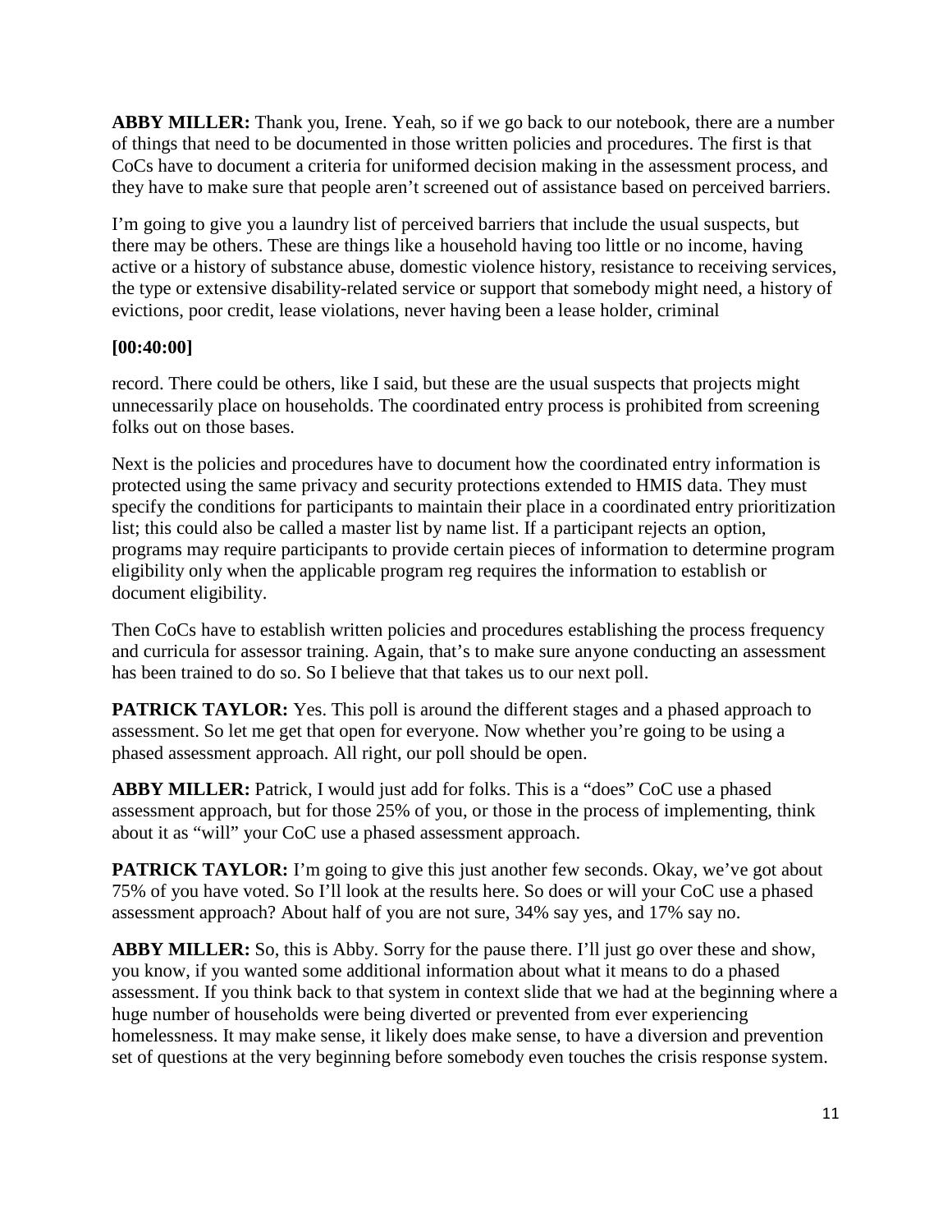**ABBY MILLER:** Thank you, Irene. Yeah, so if we go back to our notebook, there are a number of things that need to be documented in those written policies and procedures. The first is that CoCs have to document a criteria for uniformed decision making in the assessment process, and they have to make sure that people aren't screened out of assistance based on perceived barriers.

I'm going to give you a laundry list of perceived barriers that include the usual suspects, but there may be others. These are things like a household having too little or no income, having active or a history of substance abuse, domestic violence history, resistance to receiving services, the type or extensive disability-related service or support that somebody might need, a history of evictions, poor credit, lease violations, never having been a lease holder, criminal

**[00:40:00]**

record. There could be others, like I said, but these are the usual suspects that projects might unnecessarily place on households. The coordinated entry process is prohibited from screening folks out on those bases.

Next is the policies and procedures have to document how the coordinated entry information is protected using the same privacy and security protections extended to HMIS data. They must specify the conditions for participants to maintain their place in a coordinated entry prioritization list; this could also be called a master list by name list. If a participant rejects an option, programs may require participants to provide certain pieces of information to determine program eligibility only when the applicable program reg requires the information to establish or document eligibility.

Then CoCs have to establish written policies and procedures establishing the process frequency and curricula for assessor training. Again, that's to make sure anyone conducting an assessment has been trained to do so. So I believe that that takes us to our next poll.

**PATRICK TAYLOR:** Yes. This poll is around the different stages and a phased approach to assessment. So let me get that open for everyone. Now whether you're going to be using a phased assessment approach. All right, our poll should be open.

**ABBY MILLER:** Patrick, I would just add for folks. This is a "does" CoC use a phased assessment approach, but for those 25% of you, or those in the process of implementing, think about it as "will" your CoC use a phased assessment approach.

**PATRICK TAYLOR:** I'm going to give this just another few seconds. Okay, we've got about 75% of you have voted. So I'll look at the results here. So does or will your CoC use a phased assessment approach? About half of you are not sure, 34% say yes, and 17% say no.

**ABBY MILLER:** So, this is Abby. Sorry for the pause there. I'll just go over these and show, you know, if you wanted some additional information about what it means to do a phased assessment. If you think back to that system in context slide that we had at the beginning where a huge number of households were being diverted or prevented from ever experiencing homelessness. It may make sense, it likely does make sense, to have a diversion and prevention set of questions at the very beginning before somebody even touches the crisis response system.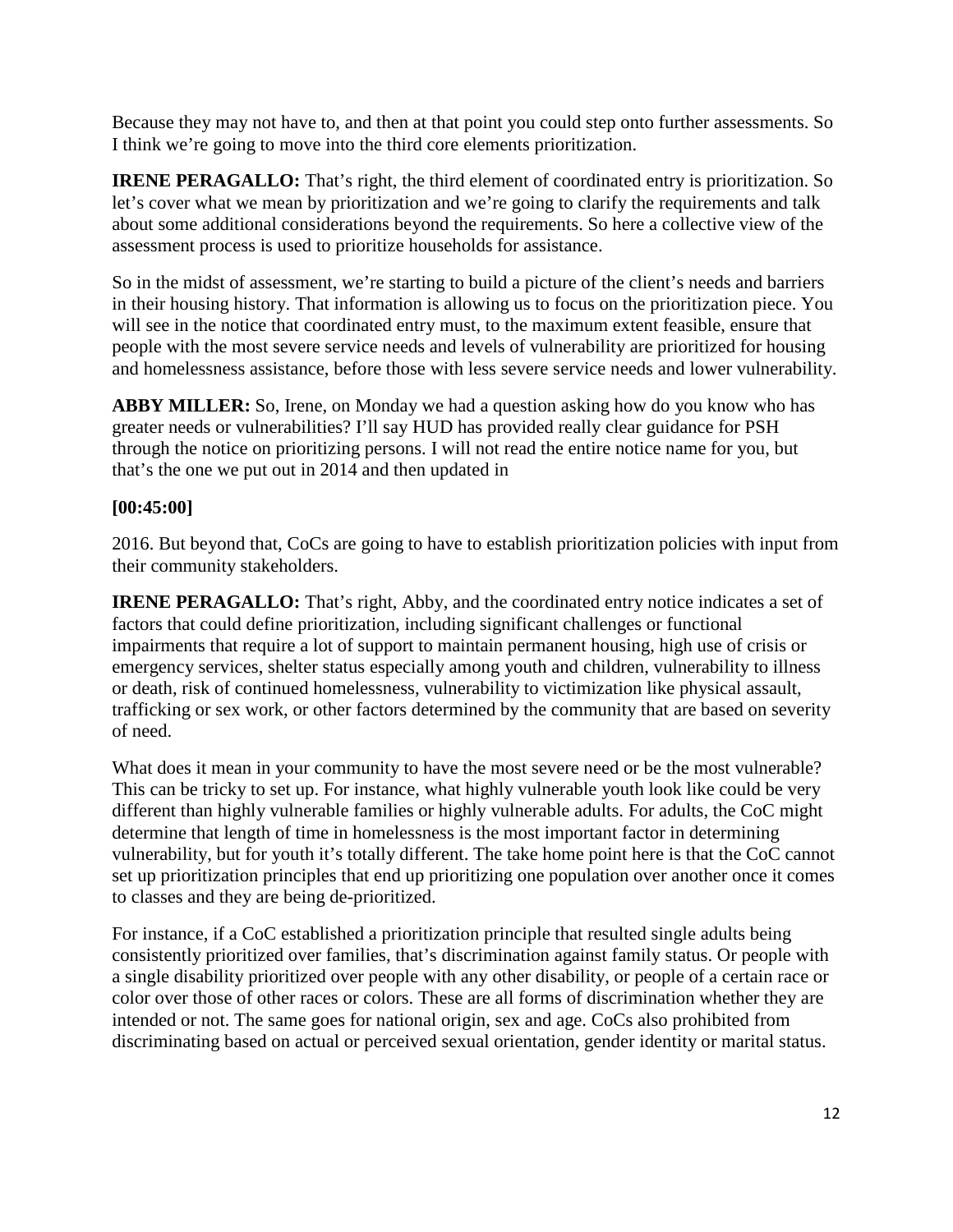Because they may not have to, and then at that point you could step onto further assessments. So I think we're going to move into the third core elements prioritization.

**IRENE PERAGALLO:** That's right, the third element of coordinated entry is prioritization. So let's cover what we mean by prioritization and we're going to clarify the requirements and talk about some additional considerations beyond the requirements. So here a collective view of the assessment process is used to prioritize households for assistance.

So in the midst of assessment, we're starting to build a picture of the client's needs and barriers in their housing history. That information is allowing us to focus on the prioritization piece. You will see in the notice that coordinated entry must, to the maximum extent feasible, ensure that people with the most severe service needs and levels of vulnerability are prioritized for housing and homelessness assistance, before those with less severe service needs and lower vulnerability.

**ABBY MILLER:** So, Irene, on Monday we had a question asking how do you know who has greater needs or vulnerabilities? I'll say HUD has provided really clear guidance for PSH through the notice on prioritizing persons. I will not read the entire notice name for you, but that's the one we put out in 2014 and then updated in

**[00:45:00]**

2016. But beyond that, CoCs are going to have to establish prioritization policies with input from their community stakeholders.

**IRENE PERAGALLO:** That's right, Abby, and the coordinated entry notice indicates a set of factors that could define prioritization, including significant challenges or functional impairments that require a lot of support to maintain permanent housing, high use of crisis or emergency services, shelter status especially among youth and children, vulnerability to illness or death, risk of continued homelessness, vulnerability to victimization like physical assault, trafficking or sex work, or other factors determined by the community that are based on severity of need.

What does it mean in your community to have the most severe need or be the most vulnerable? This can be tricky to set up. For instance, what highly vulnerable youth look like could be very different than highly vulnerable families or highly vulnerable adults. For adults, the CoC might determine that length of time in homelessness is the most important factor in determining vulnerability, but for youth it's totally different. The take home point here is that the CoC cannot set up prioritization principles that end up prioritizing one population over another once it comes to classes and they are being de-prioritized.

For instance, if a CoC established a prioritization principle that resulted single adults being consistently prioritized over families, that's discrimination against family status. Or people with a single disability prioritized over people with any other disability, or people of a certain race or color over those of other races or colors. These are all forms of discrimination whether they are intended or not. The same goes for national origin, sex and age. CoCs also prohibited from discriminating based on actual or perceived sexual orientation, gender identity or marital status.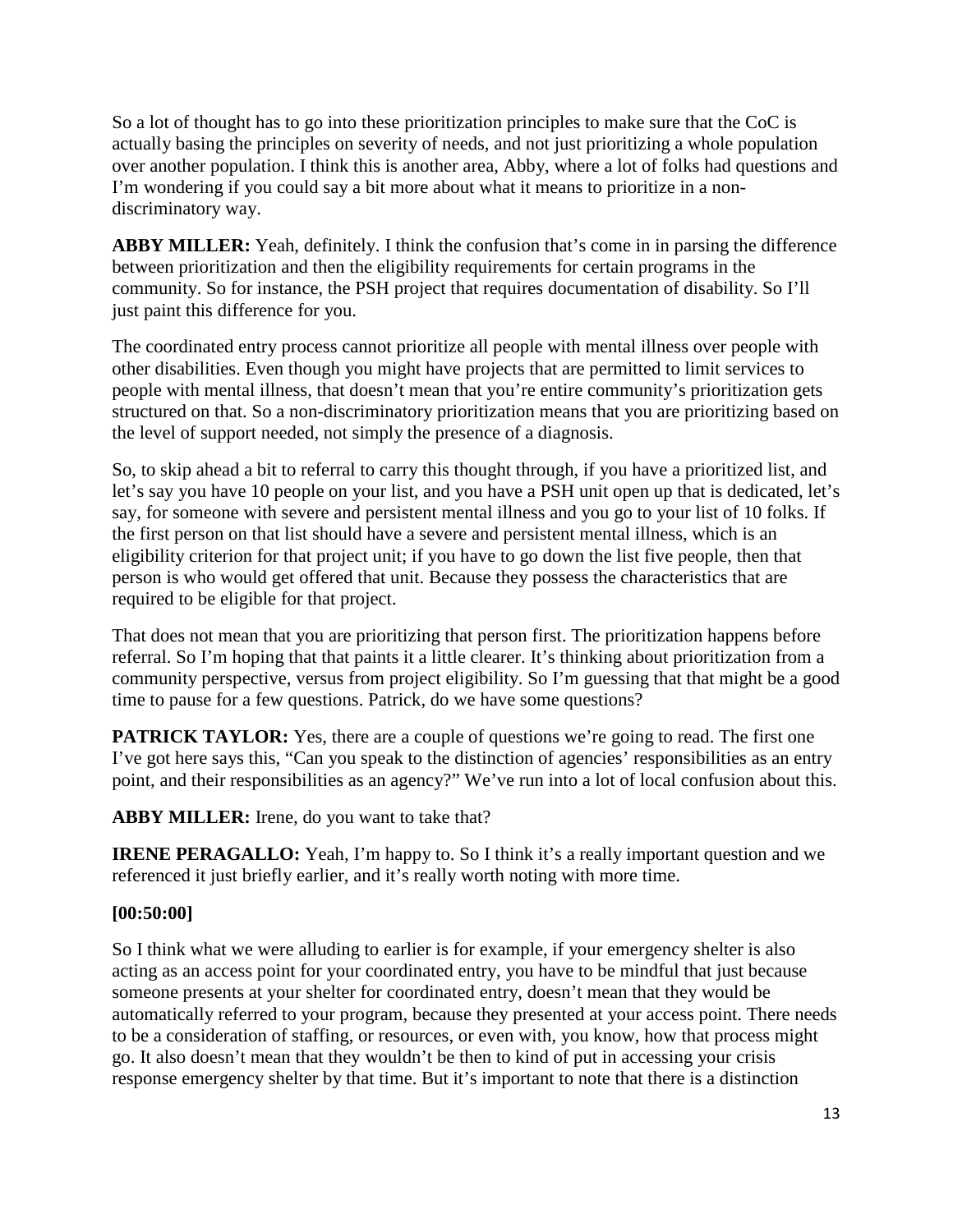So a lot of thought has to go into these prioritization principles to make sure that the CoC is actually basing the principles on severity of needs, and not just prioritizing a whole population over another population. I think this is another area, Abby, where a lot of folks had questions and I'm wondering if you could say a bit more about what it means to prioritize in a non-discriminatory way.

**ABBY MILLER:** Yeah, definitely. I think the confusion that's come in in parsing the difference between prioritization and then the eligibility requirements for certain programs in the community. So for instance, the PSH project that requires documentation of disability. So I'll just paint this difference for you.

The coordinated entry process cannot prioritize all people with mental illness over people with other disabilities. Even though you might have projects that are permitted to limit services to people with mental illness, that doesn't mean that you're entire community's prioritization gets structured on that. So a non-discriminatory prioritization means that you are prioritizing based on the level of support needed, not simply the presence of a diagnosis.

So, to skip ahead a bit to referral to carry this thought through, if you have a prioritized list, and let's say you have 10 people on your list, and you have a PSH unit open up that is dedicated, let's say, for someone with severe and persistent mental illness and you go to your list of 10 folks. If the first person on that list should have a severe and persistent mental illness, which is an eligibility criterion for that project unit; if you have to go down the list five people, then that person is who would get offered that unit. Because they possess the characteristics that are required to be eligible for that project.

That does not mean that you are prioritizing that person first. The prioritization happens before referral. So I'm hoping that that paints it a little clearer. It's thinking about prioritization from a community perspective, versus from project eligibility. So I'm guessing that that might be a good time to pause for a few questions. Patrick, do we have some questions?

**PATRICK TAYLOR:** Yes, there are a couple of questions we're going to read. The first one I've got here says this, "Can you speak to the distinction of agencies' responsibilities as an entry point, and their responsibilities as an agency?" We've run into a lot of local confusion about this.

**ABBY MILLER:** Irene, do you want to take that?

**IRENE PERAGALLO:** Yeah, I'm happy to. So I think it's a really important question and we referenced it just briefly earlier, and it's really worth noting with more time.

**[00:50:00]**

So I think what we were alluding to earlier is for example, if your emergency shelter is also acting as an access point for your coordinated entry, you have to be mindful that just because someone presents at your shelter for coordinated entry, doesn't mean that they would be automatically referred to your program, because they presented at your access point. There needs to be a consideration of staffing, or resources, or even with, you know, how that process might go. It also doesn't mean that they wouldn't be then to kind of put in accessing your crisis response emergency shelter by that time. But it's important to note that there is a distinction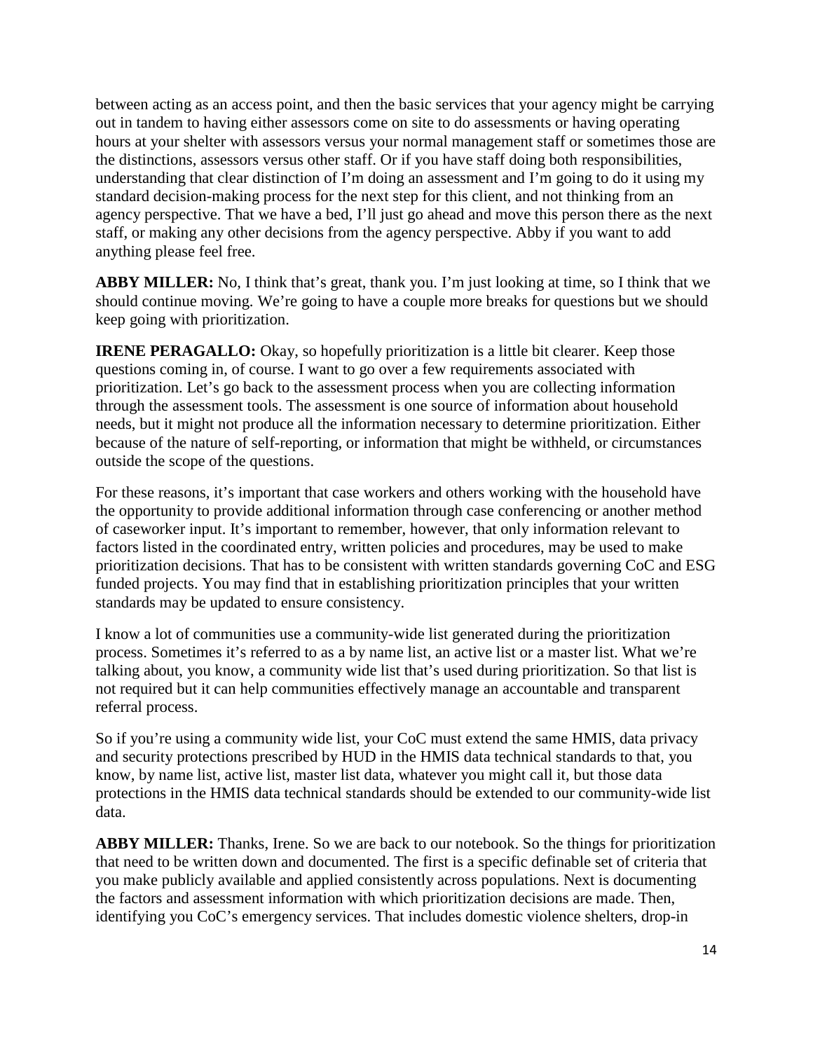between acting as an access point, and then the basic services that your agency might be carrying out in tandem to having either assessors come on site to do assessments or having operating hours at your shelter with assessors versus your normal management staff or sometimes those are the distinctions, assessors versus other staff. Or if you have staff doing both responsibilities, understanding that clear distinction of I'm doing an assessment and I'm going to do it using my standard decision-making process for the next step for this client, and not thinking from an agency perspective. That we have a bed, I'll just go ahead and move this person there as the next staff, or making any other decisions from the agency perspective. Abby if you want to add anything please feel free.

**ABBY MILLER:** No, I think that's great, thank you. I'm just looking at time, so I think that we should continue moving. We're going to have a couple more breaks for questions but we should keep going with prioritization.

**IRENE PERAGALLO:** Okay, so hopefully prioritization is a little bit clearer. Keep those questions coming in, of course. I want to go over a few requirements associated with prioritization. Let's go back to the assessment process when you are collecting information through the assessment tools. The assessment is one source of information about household needs, but it might not produce all the information necessary to determine prioritization. Either because of the nature of self-reporting, or information that might be withheld, or circumstances outside the scope of the questions.

For these reasons, it's important that case workers and others working with the household have the opportunity to provide additional information through case conferencing or another method of caseworker input. It's important to remember, however, that only information relevant to factors listed in the coordinated entry, written policies and procedures, may be used to make prioritization decisions. That has to be consistent with written standards governing CoC and ESG funded projects. You may find that in establishing prioritization principles that your written standards may be updated to ensure consistency.

I know a lot of communities use a community-wide list generated during the prioritization process. Sometimes it's referred to as a by name list, an active list or a master list. What we're talking about, you know, a community wide list that's used during prioritization. So that list is not required but it can help communities effectively manage an accountable and transparent referral process.

So if you're using a community wide list, your CoC must extend the same HMIS, data privacy and security protections prescribed by HUD in the HMIS data technical standards to that, you know, by name list, active list, master list data, whatever you might call it, but those data protections in the HMIS data technical standards should be extended to our community-wide list data.

**ABBY MILLER:** Thanks, Irene. So we are back to our notebook. So the things for prioritization that need to be written down and documented. The first is a specific definable set of criteria that you make publicly available and applied consistently across populations. Next is documenting the factors and assessment information with which prioritization decisions are made. Then, identifying you CoC's emergency services. That includes domestic violence shelters, drop-in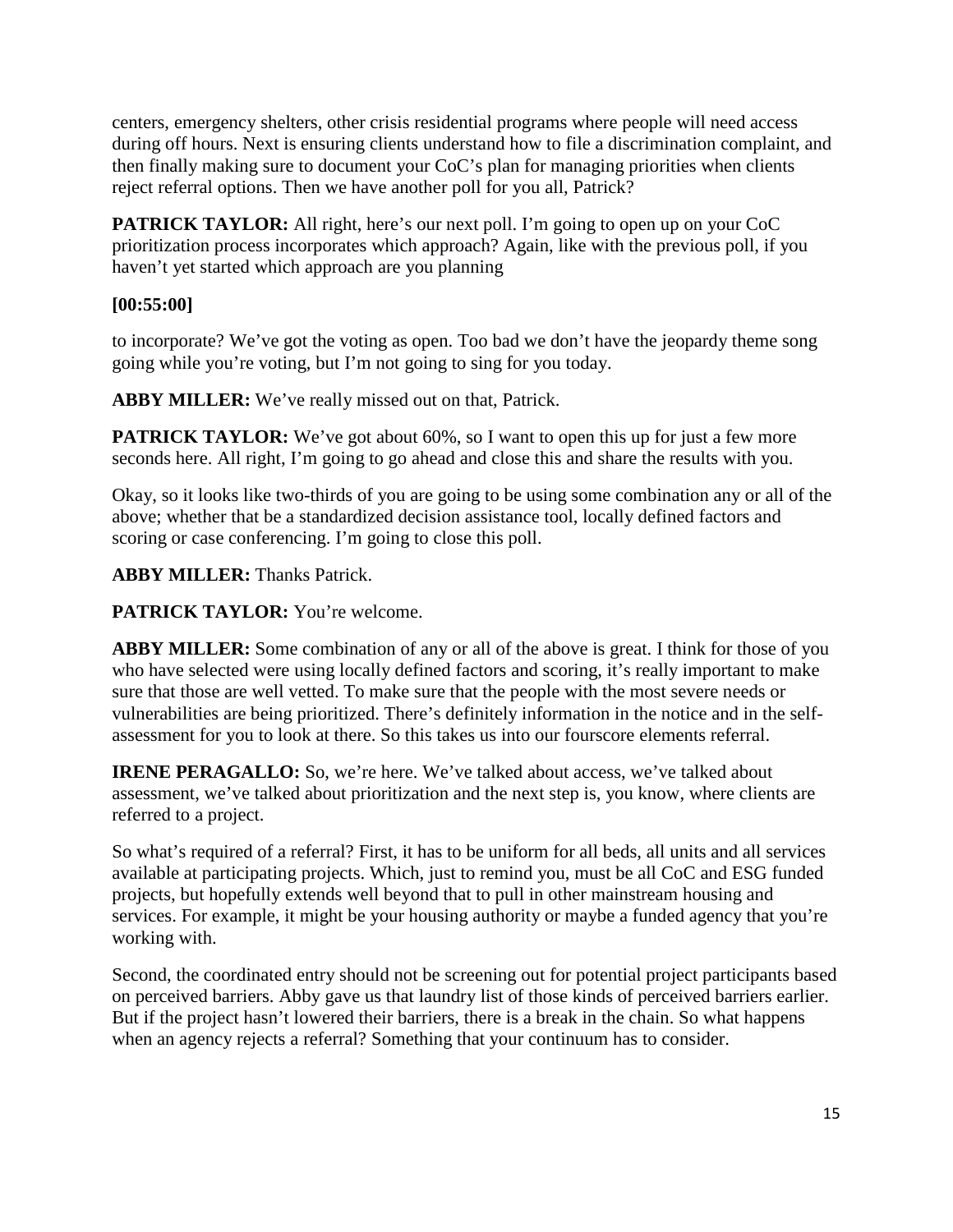centers, emergency shelters, other crisis residential programs where people will need access during off hours. Next is ensuring clients understand how to file a discrimination complaint, and then finally making sure to document your CoC's plan for managing priorities when clients reject referral options. Then we have another poll for you all, Patrick?

**PATRICK TAYLOR:** All right, here's our next poll. I'm going to open up on your CoC prioritization process incorporates which approach? Again, like with the previous poll, if you haven't yet started which approach are you planning

**[00:55:00]**

to incorporate? We've got the voting as open. Too bad we don't have the jeopardy theme song going while you're voting, but I'm not going to sing for you today.

**ABBY MILLER:** We've really missed out on that, Patrick.

**PATRICK TAYLOR:** We've got about 60%, so I want to open this up for just a few more seconds here. All right, I'm going to go ahead and close this and share the results with you.

Okay, so it looks like two-thirds of you are going to be using some combination any or all of the above; whether that be a standardized decision assistance tool, locally defined factors and scoring or case conferencing. I'm going to close this poll.

**ABBY MILLER:** Thanks Patrick.

**PATRICK TAYLOR:** You're welcome.

**ABBY MILLER:** Some combination of any or all of the above is great. I think for those of you who have selected were using locally defined factors and scoring, it's really important to make sure that those are well vetted. To make sure that the people with the most severe needs or vulnerabilities are being prioritized. There's definitely information in the notice and in the self-assessment for you to look at there. So this takes us into our fourscore elements referral.

**IRENE PERAGALLO:** So, we're here. We've talked about access, we've talked about assessment, we've talked about prioritization and the next step is, you know, where clients are referred to a project.

So what's required of a referral? First, it has to be uniform for all beds, all units and all services available at participating projects. Which, just to remind you, must be all CoC and ESG funded projects, but hopefully extends well beyond that to pull in other mainstream housing and services. For example, it might be your housing authority or maybe a funded agency that you're working with.

Second, the coordinated entry should not be screening out for potential project participants based on perceived barriers. Abby gave us that laundry list of those kinds of perceived barriers earlier. But if the project hasn't lowered their barriers, there is a break in the chain. So what happens when an agency rejects a referral? Something that your continuum has to consider.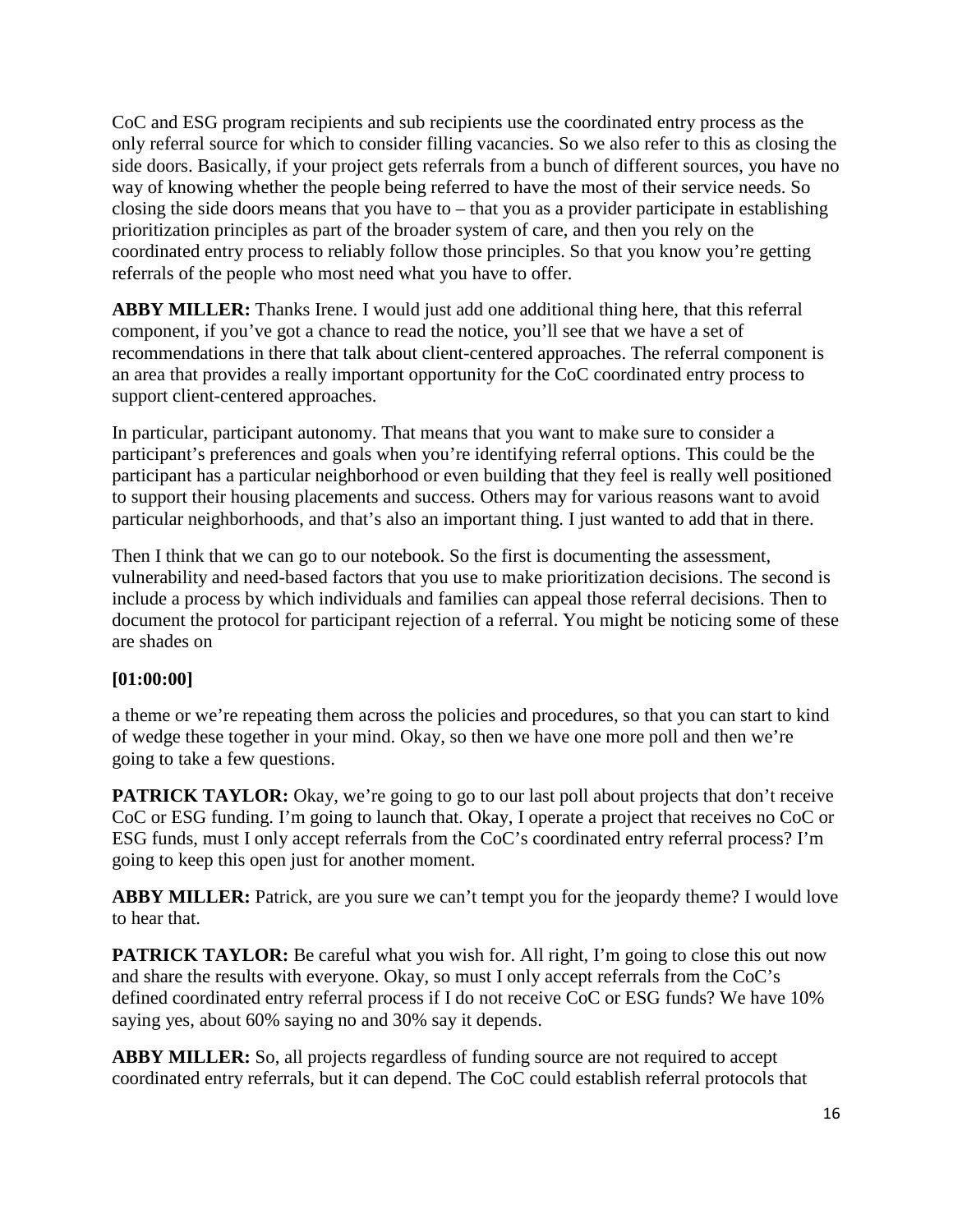CoC and ESG program recipients and sub recipients use the coordinated entry process as the only referral source for which to consider filling vacancies. So we also refer to this as closing the side doors. Basically, if your project gets referrals from a bunch of different sources, you have no way of knowing whether the people being referred to have the most of their service needs. So closing the side doors means that you have to – that you as a provider participate in establishing prioritization principles as part of the broader system of care, and then you rely on the coordinated entry process to reliably follow those principles. So that you know you're getting referrals of the people who most need what you have to offer.

**ABBY MILLER:** Thanks Irene. I would just add one additional thing here, that this referral component, if you've got a chance to read the notice, you'll see that we have a set of recommendations in there that talk about client-centered approaches. The referral component is an area that provides a really important opportunity for the CoC coordinated entry process to support client-centered approaches.

In particular, participant autonomy. That means that you want to make sure to consider a participant's preferences and goals when you're identifying referral options. This could be the participant has a particular neighborhood or even building that they feel is really well positioned to support their housing placements and success. Others may for various reasons want to avoid particular neighborhoods, and that's also an important thing. I just wanted to add that in there.

Then I think that we can go to our notebook. So the first is documenting the assessment, vulnerability and need-based factors that you use to make prioritization decisions. The second is include a process by which individuals and families can appeal those referral decisions. Then to document the protocol for participant rejection of a referral. You might be noticing some of these are shades on

**[01:00:00]**

a theme or we're repeating them across the policies and procedures, so that you can start to kind of wedge these together in your mind. Okay, so then we have one more poll and then we're going to take a few questions.

**PATRICK TAYLOR:** Okay, we're going to go to our last poll about projects that don't receive CoC or ESG funding. I'm going to launch that. Okay, I operate a project that receives no CoC or ESG funds, must I only accept referrals from the CoC's coordinated entry referral process? I'm going to keep this open just for another moment.

**ABBY MILLER:** Patrick, are you sure we can't tempt you for the jeopardy theme? I would love to hear that.

**PATRICK TAYLOR:** Be careful what you wish for. All right, I'm going to close this out now and share the results with everyone. Okay, so must I only accept referrals from the CoC's defined coordinated entry referral process if I do not receive CoC or ESG funds? We have 10% saying yes, about 60% saying no and 30% say it depends.

**ABBY MILLER:** So, all projects regardless of funding source are not required to accept coordinated entry referrals, but it can depend. The CoC could establish referral protocols that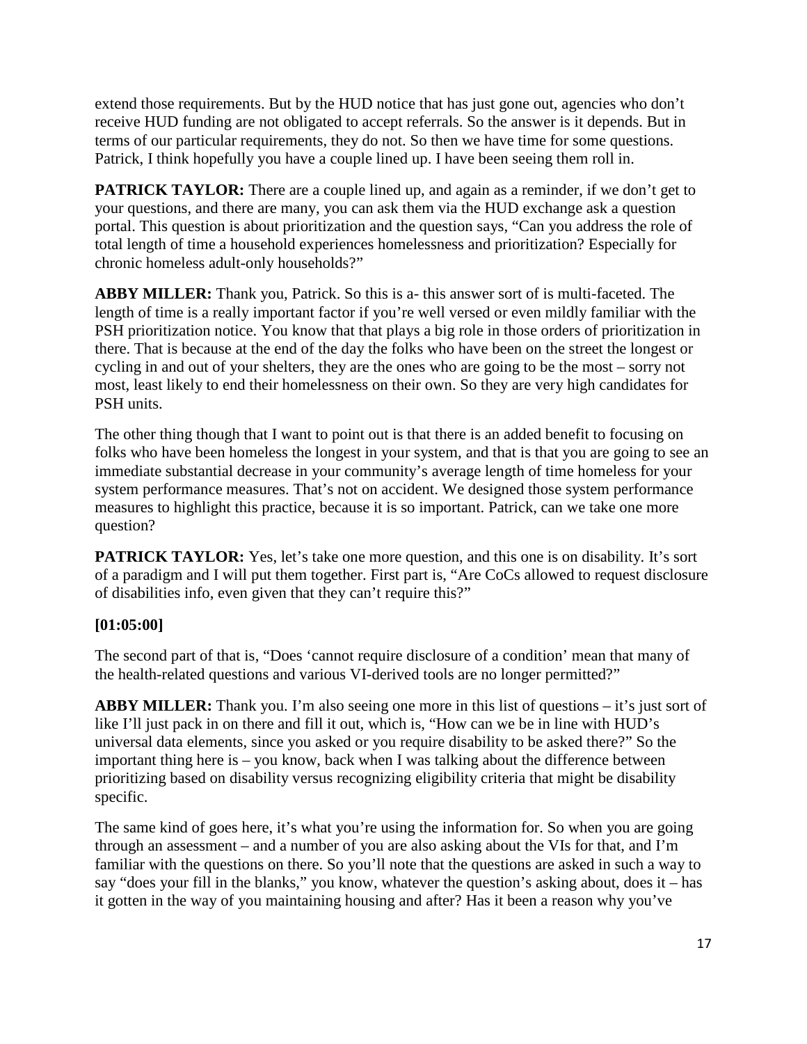extend those requirements. But by the HUD notice that has just gone out, agencies who don't receive HUD funding are not obligated to accept referrals. So the answer is it depends. But in terms of our particular requirements, they do not. So then we have time for some questions. Patrick, I think hopefully you have a couple lined up. I have been seeing them roll in.

**PATRICK TAYLOR:** There are a couple lined up, and again as a reminder, if we don't get to your questions, and there are many, you can ask them via the HUD exchange ask a question portal. This question is about prioritization and the question says, "Can you address the role of total length of time a household experiences homelessness and prioritization? Especially for chronic homeless adult-only households?"

**ABBY MILLER:** Thank you, Patrick. So this is a- this answer sort of is multi-faceted. The length of time is a really important factor if you're well versed or even mildly familiar with the PSH prioritization notice. You know that that plays a big role in those orders of prioritization in there. That is because at the end of the day the folks who have been on the street the longest or cycling in and out of your shelters, they are the ones who are going to be the most – sorry not most, least likely to end their homelessness on their own. So they are very high candidates for PSH units.

The other thing though that I want to point out is that there is an added benefit to focusing on folks who have been homeless the longest in your system, and that is that you are going to see an immediate substantial decrease in your community's average length of time homeless for your system performance measures. That's not on accident. We designed those system performance measures to highlight this practice, because it is so important. Patrick, can we take one more question?

**PATRICK TAYLOR:** Yes, let's take one more question, and this one is on disability. It's sort of a paradigm and I will put them together. First part is, "Are CoCs allowed to request disclosure of disabilities info, even given that they can't require this?"

**[01:05:00]**

The second part of that is, "Does 'cannot require disclosure of a condition' mean that many of the health-related questions and various VI-derived tools are no longer permitted?"

**ABBY MILLER:** Thank you. I'm also seeing one more in this list of questions – it's just sort of like I'll just pack in on there and fill it out, which is, "How can we be in line with HUD's universal data elements, since you asked or you require disability to be asked there?" So the important thing here is – you know, back when I was talking about the difference between prioritizing based on disability versus recognizing eligibility criteria that might be disability specific.

The same kind of goes here, it's what you're using the information for. So when you are going through an assessment – and a number of you are also asking about the VIs for that, and I'm familiar with the questions on there. So you'll note that the questions are asked in such a way to say "does your fill in the blanks," you know, whatever the question's asking about, does it – has it gotten in the way of you maintaining housing and after? Has it been a reason why you've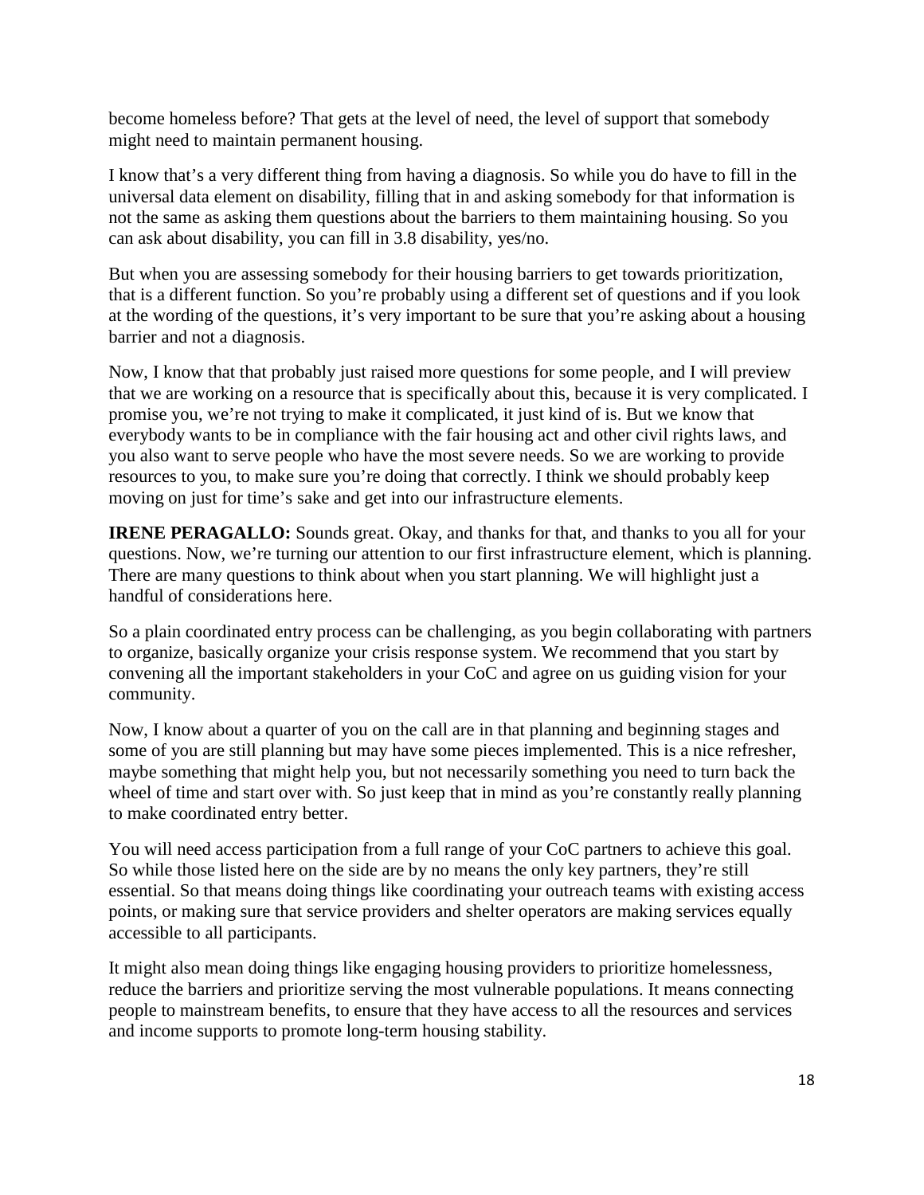become homeless before? That gets at the level of need, the level of support that somebody might need to maintain permanent housing.

I know that's a very different thing from having a diagnosis. So while you do have to fill in the universal data element on disability, filling that in and asking somebody for that information is not the same as asking them questions about the barriers to them maintaining housing. So you can ask about disability, you can fill in 3.8 disability, yes/no.

But when you are assessing somebody for their housing barriers to get towards prioritization, that is a different function. So you're probably using a different set of questions and if you look at the wording of the questions, it's very important to be sure that you're asking about a housing barrier and not a diagnosis.

Now, I know that that probably just raised more questions for some people, and I will preview that we are working on a resource that is specifically about this, because it is very complicated. I promise you, we're not trying to make it complicated, it just kind of is. But we know that everybody wants to be in compliance with the fair housing act and other civil rights laws, and you also want to serve people who have the most severe needs. So we are working to provide resources to you, to make sure you're doing that correctly. I think we should probably keep moving on just for time's sake and get into our infrastructure elements.

**IRENE PERAGALLO:** Sounds great. Okay, and thanks for that, and thanks to you all for your questions. Now, we're turning our attention to our first infrastructure element, which is planning. There are many questions to think about when you start planning. We will highlight just a handful of considerations here.

So a plain coordinated entry process can be challenging, as you begin collaborating with partners to organize, basically organize your crisis response system. We recommend that you start by convening all the important stakeholders in your CoC and agree on us guiding vision for your community.

Now, I know about a quarter of you on the call are in that planning and beginning stages and some of you are still planning but may have some pieces implemented. This is a nice refresher, maybe something that might help you, but not necessarily something you need to turn back the wheel of time and start over with. So just keep that in mind as you're constantly really planning to make coordinated entry better.

You will need access participation from a full range of your CoC partners to achieve this goal. So while those listed here on the side are by no means the only key partners, they're still essential. So that means doing things like coordinating your outreach teams with existing access points, or making sure that service providers and shelter operators are making services equally accessible to all participants.

It might also mean doing things like engaging housing providers to prioritize homelessness, reduce the barriers and prioritize serving the most vulnerable populations. It means connecting people to mainstream benefits, to ensure that they have access to all the resources and services and income supports to promote long-term housing stability.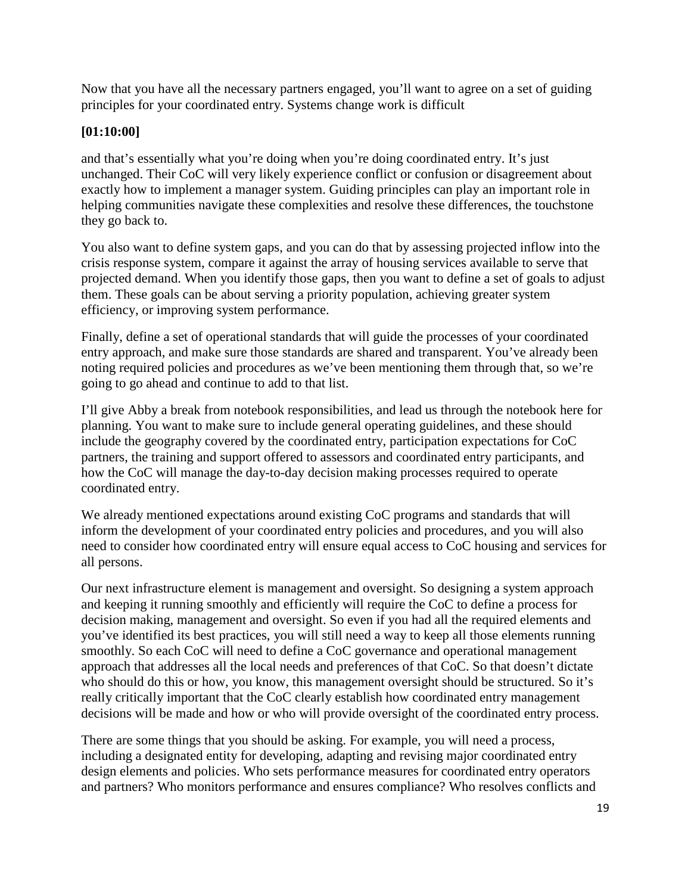Now that you have all the necessary partners engaged, you'll want to agree on a set of guiding principles for your coordinated entry. Systems change work is difficult

**[01:10:00]**

and that's essentially what you're doing when you're doing coordinated entry. It's just unchanged. Their CoC will very likely experience conflict or confusion or disagreement about exactly how to implement a manager system. Guiding principles can play an important role in helping communities navigate these complexities and resolve these differences, the touchstone they go back to.

You also want to define system gaps, and you can do that by assessing projected inflow into the crisis response system, compare it against the array of housing services available to serve that projected demand. When you identify those gaps, then you want to define a set of goals to adjust them. These goals can be about serving a priority population, achieving greater system efficiency, or improving system performance.

Finally, define a set of operational standards that will guide the processes of your coordinated entry approach, and make sure those standards are shared and transparent. You've already been noting required policies and procedures as we've been mentioning them through that, so we're going to go ahead and continue to add to that list.

I'll give Abby a break from notebook responsibilities, and lead us through the notebook here for planning. You want to make sure to include general operating guidelines, and these should include the geography covered by the coordinated entry, participation expectations for CoC partners, the training and support offered to assessors and coordinated entry participants, and how the CoC will manage the day-to-day decision making processes required to operate coordinated entry.

We already mentioned expectations around existing CoC programs and standards that will inform the development of your coordinated entry policies and procedures, and you will also need to consider how coordinated entry will ensure equal access to CoC housing and services for all persons.

Our next infrastructure element is management and oversight. So designing a system approach and keeping it running smoothly and efficiently will require the CoC to define a process for decision making, management and oversight. So even if you had all the required elements and you've identified its best practices, you will still need a way to keep all those elements running smoothly. So each CoC will need to define a CoC governance and operational management approach that addresses all the local needs and preferences of that CoC. So that doesn't dictate who should do this or how, you know, this management oversight should be structured. So it's really critically important that the CoC clearly establish how coordinated entry management decisions will be made and how or who will provide oversight of the coordinated entry process.

There are some things that you should be asking. For example, you will need a process, including a designated entity for developing, adapting and revising major coordinated entry design elements and policies. Who sets performance measures for coordinated entry operators and partners? Who monitors performance and ensures compliance? Who resolves conflicts and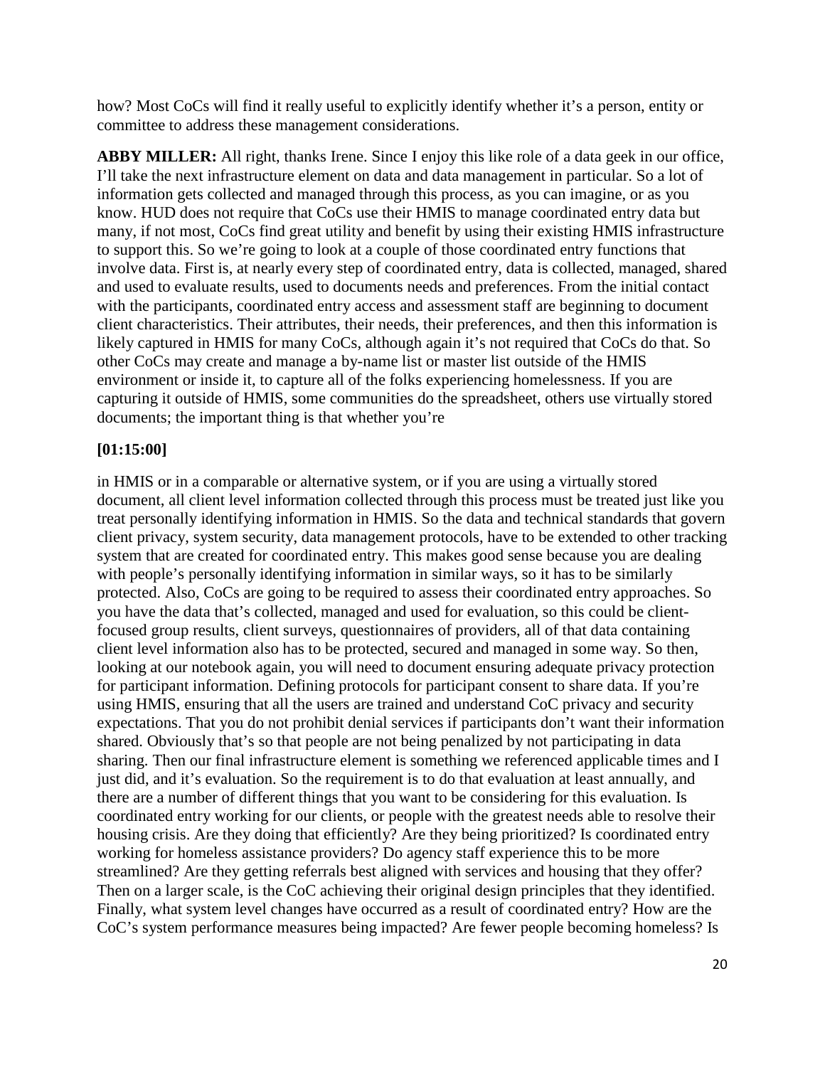how? Most CoCs will find it really useful to explicitly identify whether it's a person, entity or committee to address these management considerations.

**ABBY MILLER:** All right, thanks Irene. Since I enjoy this like role of a data geek in our office, I'll take the next infrastructure element on data and data management in particular. So a lot of information gets collected and managed through this process, as you can imagine, or as you know. HUD does not require that CoCs use their HMIS to manage coordinated entry data but many, if not most, CoCs find great utility and benefit by using their existing HMIS infrastructure to support this. So we're going to look at a couple of those coordinated entry functions that involve data. First is, at nearly every step of coordinated entry, data is collected, managed, shared and used to evaluate results, used to documents needs and preferences. From the initial contact with the participants, coordinated entry access and assessment staff are beginning to document client characteristics. Their attributes, their needs, their preferences, and then this information is likely captured in HMIS for many CoCs, although again it's not required that CoCs do that. So other CoCs may create and manage a by-name list or master list outside of the HMIS environment or inside it, to capture all of the folks experiencing homelessness. If you are capturing it outside of HMIS, some communities do the spreadsheet, others use virtually stored documents; the important thing is that whether you're

**[01:15:00]**

in HMIS or in a comparable or alternative system, or if you are using a virtually stored document, all client level information collected through this process must be treated just like you treat personally identifying information in HMIS. So the data and technical standards that govern client privacy, system security, data management protocols, have to be extended to other tracking system that are created for coordinated entry. This makes good sense because you are dealing with people's personally identifying information in similar ways, so it has to be similarly protected. Also, CoCs are going to be required to assess their coordinated entry approaches. So you have the data that's collected, managed and used for evaluation, so this could be client-focused group results, client surveys, questionnaires of providers, all of that data containing client level information also has to be protected, secured and managed in some way. So then, looking at our notebook again, you will need to document ensuring adequate privacy protection for participant information. Defining protocols for participant consent to share data. If you're using HMIS, ensuring that all the users are trained and understand CoC privacy and security expectations. That you do not prohibit denial services if participants don't want their information shared. Obviously that's so that people are not being penalized by not participating in data sharing. Then our final infrastructure element is something we referenced applicable times and I just did, and it's evaluation. So the requirement is to do that evaluation at least annually, and there are a number of different things that you want to be considering for this evaluation. Is coordinated entry working for our clients, or people with the greatest needs able to resolve their housing crisis. Are they doing that efficiently? Are they being prioritized? Is coordinated entry working for homeless assistance providers? Do agency staff experience this to be more streamlined? Are they getting referrals best aligned with services and housing that they offer? Then on a larger scale, is the CoC achieving their original design principles that they identified. Finally, what system level changes have occurred as a result of coordinated entry? How are the CoC's system performance measures being impacted? Are fewer people becoming homeless? Is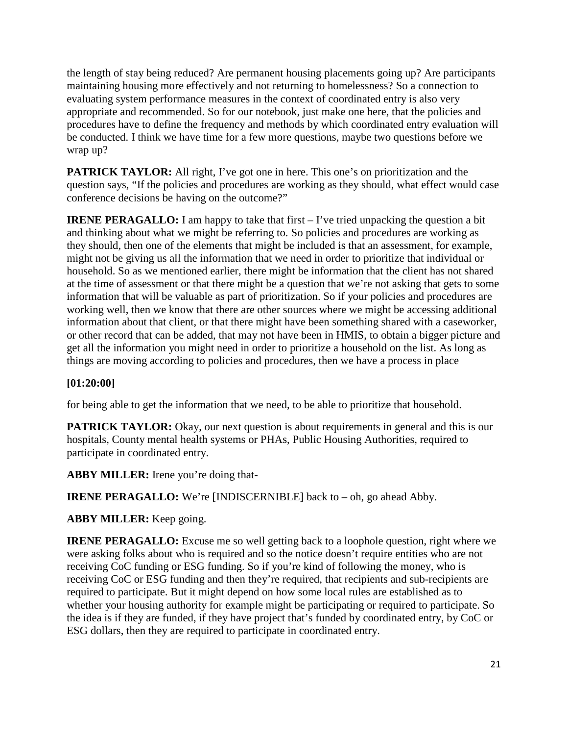the length of stay being reduced? Are permanent housing placements going up? Are participants maintaining housing more effectively and not returning to homelessness? So a connection to evaluating system performance measures in the context of coordinated entry is also very appropriate and recommended. So for our notebook, just make one here, that the policies and procedures have to define the frequency and methods by which coordinated entry evaluation will be conducted. I think we have time for a few more questions, maybe two questions before we wrap up?

**PATRICK TAYLOR:** All right, I've got one in here. This one's on prioritization and the question says, "If the policies and procedures are working as they should, what effect would case conference decisions be having on the outcome?"

**IRENE PERAGALLO:** I am happy to take that first – I've tried unpacking the question a bit and thinking about what we might be referring to. So policies and procedures are working as they should, then one of the elements that might be included is that an assessment, for example, might not be giving us all the information that we need in order to prioritize that individual or household. So as we mentioned earlier, there might be information that the client has not shared at the time of assessment or that there might be a question that we're not asking that gets to some information that will be valuable as part of prioritization. So if your policies and procedures are working well, then we know that there are other sources where we might be accessing additional information about that client, or that there might have been something shared with a caseworker, or other record that can be added, that may not have been in HMIS, to obtain a bigger picture and get all the information you might need in order to prioritize a household on the list. As long as things are moving according to policies and procedures, then we have a process in place

**[01:20:00]**

for being able to get the information that we need, to be able to prioritize that household.

**PATRICK TAYLOR:** Okay, our next question is about requirements in general and this is our hospitals, County mental health systems or PHAs, Public Housing Authorities, required to participate in coordinated entry.

**ABBY MILLER:** Irene you're doing that-

**IRENE PERAGALLO:** We're [INDISCERNIBLE] back to – oh, go ahead Abby.

**ABBY MILLER:** Keep going.

**IRENE PERAGALLO:** Excuse me so well getting back to a loophole question, right where we were asking folks about who is required and so the notice doesn't require entities who are not receiving CoC funding or ESG funding. So if you're kind of following the money, who is receiving CoC or ESG funding and then they're required, that recipients and sub-recipients are required to participate. But it might depend on how some local rules are established as to whether your housing authority for example might be participating or required to participate. So the idea is if they are funded, if they have project that's funded by coordinated entry, by CoC or ESG dollars, then they are required to participate in coordinated entry.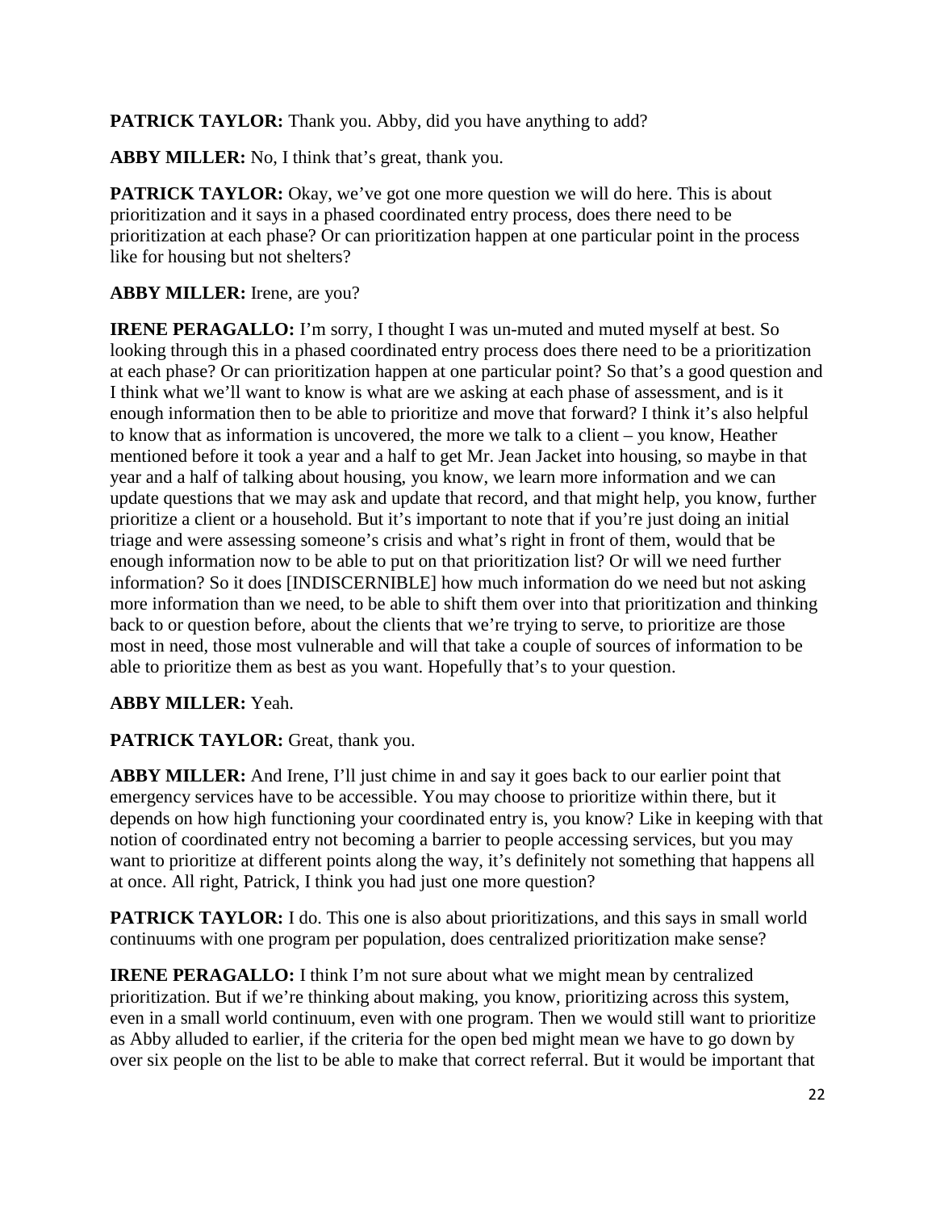**PATRICK TAYLOR:** Thank you. Abby, did you have anything to add?

**ABBY MILLER:** No, I think that's great, thank you.

**PATRICK TAYLOR:** Okay, we've got one more question we will do here. This is about prioritization and it says in a phased coordinated entry process, does there need to be prioritization at each phase? Or can prioritization happen at one particular point in the process like for housing but not shelters?

**ABBY MILLER:** Irene, are you?

**IRENE PERAGALLO:** I'm sorry, I thought I was un-muted and muted myself at best. So looking through this in a phased coordinated entry process does there need to be a prioritization at each phase? Or can prioritization happen at one particular point? So that's a good question and I think what we'll want to know is what are we asking at each phase of assessment, and is it enough information then to be able to prioritize and move that forward? I think it's also helpful to know that as information is uncovered, the more we talk to a client – you know, Heather mentioned before it took a year and a half to get Mr. Jean Jacket into housing, so maybe in that year and a half of talking about housing, you know, we learn more information and we can update questions that we may ask and update that record, and that might help, you know, further prioritize a client or a household. But it's important to note that if you're just doing an initial triage and were assessing someone's crisis and what's right in front of them, would that be enough information now to be able to put on that prioritization list? Or will we need further information? So it does [INDISCERNIBLE] how much information do we need but not asking more information than we need, to be able to shift them over into that prioritization and thinking back to or question before, about the clients that we're trying to serve, to prioritize are those most in need, those most vulnerable and will that take a couple of sources of information to be able to prioritize them as best as you want. Hopefully that's to your question.

**ABBY MILLER:** Yeah.

**PATRICK TAYLOR:** Great, thank you.

**ABBY MILLER:** And Irene, I'll just chime in and say it goes back to our earlier point that emergency services have to be accessible. You may choose to prioritize within there, but it depends on how high functioning your coordinated entry is, you know? Like in keeping with that notion of coordinated entry not becoming a barrier to people accessing services, but you may want to prioritize at different points along the way, it's definitely not something that happens all at once. All right, Patrick, I think you had just one more question?

**PATRICK TAYLOR:** I do. This one is also about prioritizations, and this says in small world continuums with one program per population, does centralized prioritization make sense?

**IRENE PERAGALLO:** I think I'm not sure about what we might mean by centralized prioritization. But if we're thinking about making, you know, prioritizing across this system, even in a small world continuum, even with one program. Then we would still want to prioritize as Abby alluded to earlier, if the criteria for the open bed might mean we have to go down by over six people on the list to be able to make that correct referral. But it would be important that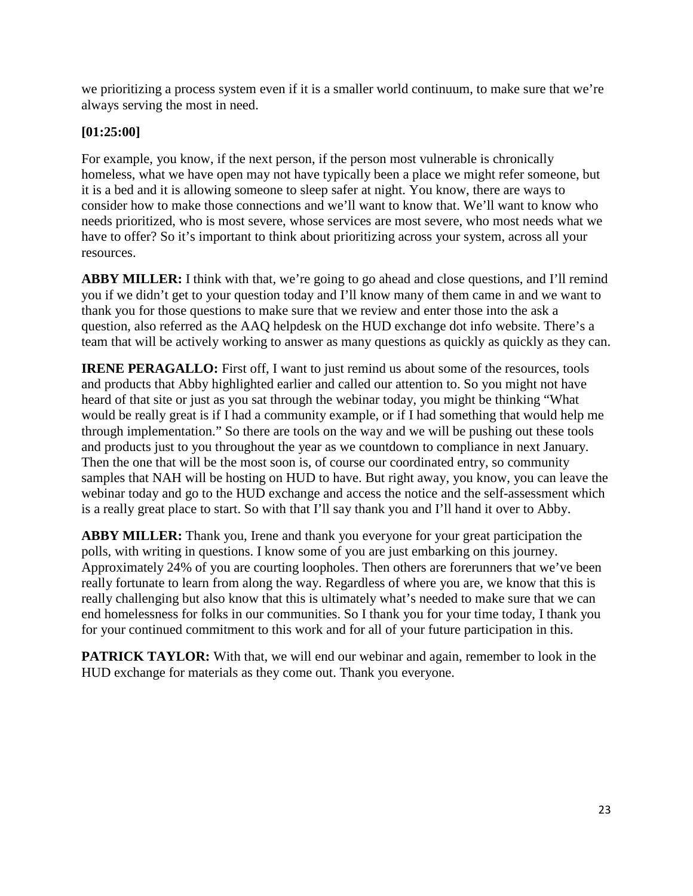we prioritizing a process system even if it is a smaller world continuum, to make sure that we're always serving the most in need.

**[01:25:00]**

For example, you know, if the next person, if the person most vulnerable is chronically homeless, what we have open may not have typically been a place we might refer someone, but it is a bed and it is allowing someone to sleep safer at night. You know, there are ways to consider how to make those connections and we'll want to know that. We'll want to know who needs prioritized, who is most severe, whose services are most severe, who most needs what we have to offer? So it's important to think about prioritizing across your system, across all your resources.

**ABBY MILLER:** I think with that, we're going to go ahead and close questions, and I'll remind you if we didn't get to your question today and I'll know many of them came in and we want to thank you for those questions to make sure that we review and enter those into the ask a question, also referred as the AAQ helpdesk on the HUD exchange dot info website. There's a team that will be actively working to answer as many questions as quickly as quickly as they can.

**IRENE PERAGALLO:** First off, I want to just remind us about some of the resources, tools and products that Abby highlighted earlier and called our attention to. So you might not have heard of that site or just as you sat through the webinar today, you might be thinking "What would be really great is if I had a community example, or if I had something that would help me through implementation." So there are tools on the way and we will be pushing out these tools and products just to you throughout the year as we countdown to compliance in next January. Then the one that will be the most soon is, of course our coordinated entry, so community samples that NAH will be hosting on HUD to have. But right away, you know, you can leave the webinar today and go to the HUD exchange and access the notice and the self-assessment which is a really great place to start. So with that I'll say thank you and I'll hand it over to Abby.

**ABBY MILLER:** Thank you, Irene and thank you everyone for your great participation the polls, with writing in questions. I know some of you are just embarking on this journey. Approximately 24% of you are courting loopholes. Then others are forerunners that we've been really fortunate to learn from along the way. Regardless of where you are, we know that this is really challenging but also know that this is ultimately what's needed to make sure that we can end homelessness for folks in our communities. So I thank you for your time today, I thank you for your continued commitment to this work and for all of your future participation in this.

**PATRICK TAYLOR:** With that, we will end our webinar and again, remember to look in the HUD exchange for materials as they come out. Thank you everyone.